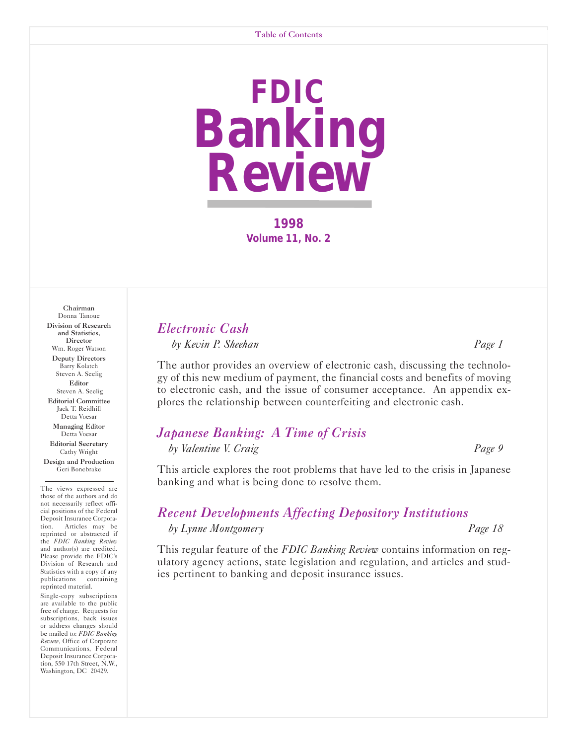Table of Contents

# FDIC Banking Review

**1998**
**Volume 11, No. 2**

**Chairman**
Donna Tanoue

**Division of Research and Statistics, Director**
Wm. Roger Watson

**Deputy Directors**
Barry Kolatch
Steven A. Seelig

**Editor**
Steven A. Seelig

**Editorial Committee**
Jack T. Reidhill
Detta Voesar

**Managing Editor**
Detta Voesar

**Editorial Secretary**
Cathy Wright

**Design and Production**
Geri Bonebrake

The views expressed are those of the authors and do not necessarily reflect official positions of the Federal Deposit Insurance Corporation. Articles may be reprinted or abstracted if the *FDIC Banking Review* and author(s) are credited. Please provide the FDIC's Division of Research and Statistics with a copy of any publications containing reprinted material.

Single-copy subscriptions are available to the public free of charge. Requests for subscriptions, back issues or address changes should be mailed to: *FDIC Banking Review*, Office of Corporate Communications, Federal Deposit Insurance Corporation, 550 17th Street, N.W., Washington, DC 20429.

## *Electronic Cash*

*by Kevin P. Sheehan* — *Page 1*

The author provides an overview of electronic cash, discussing the technology of this new medium of payment, the financial costs and benefits of moving to electronic cash, and the issue of consumer acceptance. An appendix explores the relationship between counterfeiting and electronic cash.

## *Japanese Banking: A Time of Crisis*

*by Valentine V. Craig* — *Page 9*

This article explores the root problems that have led to the crisis in Japanese banking and what is being done to resolve them.

## *Recent Developments Affecting Depository Institutions*

*by Lynne Montgomery* — *Page 18*

This regular feature of the *FDIC Banking Review* contains information on regulatory agency actions, state legislation and regulation, and articles and studies pertinent to banking and deposit insurance issues.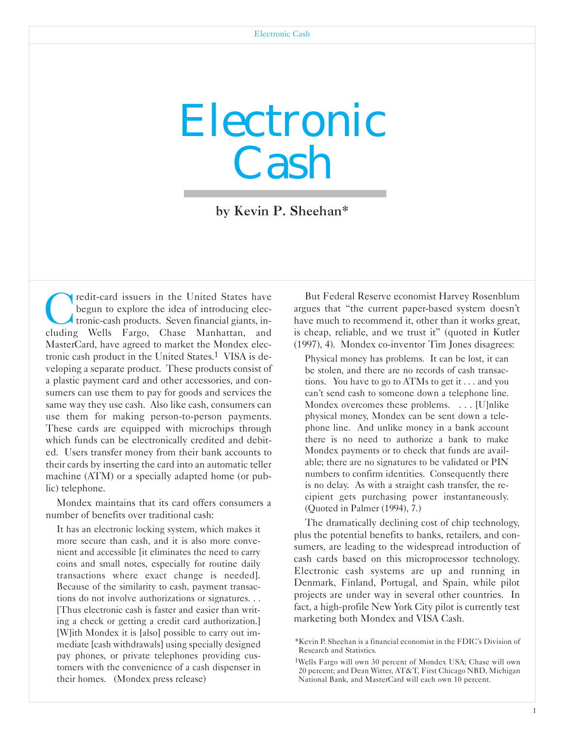# Electronic Cash

**by Kevin P. Sheehan***

Credit-card issuers in the United States have begun to explore the idea of introducing electronic-cash products. Seven financial giants, including Wells Fargo, Chase Manhattan, and MasterCard, have agreed to market the Mondex electronic cash product in the United States.[1] VISA is developing a separate product. These products consist of a plastic payment card and other accessories, and consumers can use them to pay for goods and services the same way they use cash. Also like cash, consumers can use them for making person-to-person payments. These cards are equipped with microchips through which funds can be electronically credited and debited. Users transfer money from their bank accounts to their cards by inserting the card into an automatic teller machine (ATM) or a specially adapted home (or public) telephone.

Mondex maintains that its card offers consumers a number of benefits over traditional cash:

> It has an electronic locking system, which makes it more secure than cash, and it is also more convenient and accessible [it eliminates the need to carry coins and small notes, especially for routine daily transactions where exact change is needed]. Because of the similarity to cash, payment transactions do not involve authorizations or signatures. . . [Thus electronic cash is faster and easier than writing a check or getting a credit card authorization.] [W]ith Mondex it is [also] possible to carry out immediate [cash withdrawals] using specially designed pay phones, or private telephones providing customers with the convenience of a cash dispenser in their homes. (Mondex press release)

But Federal Reserve economist Harvey Rosenblum argues that "the current paper-based system doesn't have much to recommend it, other than it works great, is cheap, reliable, and we trust it" (quoted in Kutler (1997), 4). Mondex co-inventor Tim Jones disagrees:

> Physical money has problems. It can be lost, it can be stolen, and there are no records of cash transactions. You have to go to ATMs to get it . . . and you can't send cash to someone down a telephone line. Mondex overcomes these problems. . . . [U]nlike physical money, Mondex can be sent down a telephone line. And unlike money in a bank account there is no need to authorize a bank to make Mondex payments or to check that funds are available; there are no signatures to be validated or PIN numbers to confirm identities. Consequently there is no delay. As with a straight cash transfer, the recipient gets purchasing power instantaneously. (Quoted in Palmer (1994), 7.)

The dramatically declining cost of chip technology, plus the potential benefits to banks, retailers, and consumers, are leading to the widespread introduction of cash cards based on this microprocessor technology. Electronic cash systems are up and running in Denmark, Finland, Portugal, and Spain, while pilot projects are under way in several other countries. In fact, a high-profile New York City pilot is currently test marketing both Mondex and VISA Cash.

*Kevin P. Sheehan is a financial economist in the FDIC's Division of Research and Statistics.

[1] Wells Fargo will own 30 percent of Mondex USA; Chase will own 20 percent; and Dean Witter, AT&T, First Chicago NBD, Michigan National Bank, and MasterCard will each own 10 percent.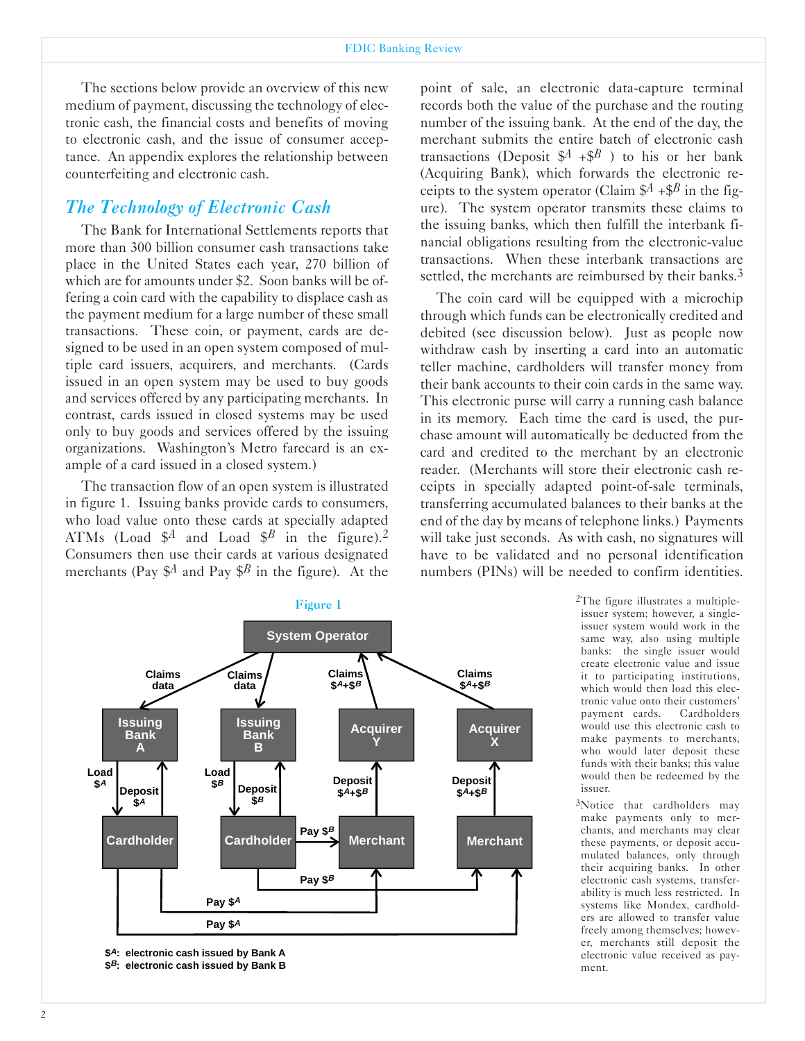The sections below provide an overview of this new medium of payment, discussing the technology of electronic cash, the financial costs and benefits of moving to electronic cash, and the issue of consumer acceptance. An appendix explores the relationship between counterfeiting and electronic cash.

## *The Technology of Electronic Cash*

The Bank for International Settlements reports that more than 300 billion consumer cash transactions take place in the United States each year, 270 billion of which are for amounts under $2. Soon banks will be offering a coin card with the capability to displace cash as the payment medium for a large number of these small transactions. These coin, or payment, cards are designed to be used in an open system composed of multiple card issuers, acquirers, and merchants. (Cards issued in an open system may be used to buy goods and services offered by any participating merchants. In contrast, cards issued in closed systems may be used only to buy goods and services offered by the issuing organizations. Washington's Metro farecard is an example of a card issued in a closed system.)

The transaction flow of an open system is illustrated in figure 1. Issuing banks provide cards to consumers, who load value onto these cards at specially adapted ATMs (Load $\$^A$ and Load $\$^B$ in the figure).[2] Consumers then use their cards at various designated merchants (Pay $\$^A$ and Pay $\$^B$ in the figure). At the point of sale, an electronic data-capture terminal records both the value of the purchase and the routing number of the issuing bank. At the end of the day, the merchant submits the entire batch of electronic cash transactions (Deposit $\$^A + \$^B$) to his or her bank (Acquiring Bank), which forwards the electronic receipts to the system operator (Claim $\$^A + \$^B$ in the figure). The system operator transmits these claims to the issuing banks, which then fulfill the interbank financial obligations resulting from the electronic-value transactions. When these interbank transactions are settled, the merchants are reimbursed by their banks.[3]

The coin card will be equipped with a microchip through which funds can be electronically credited and debited (see discussion below). Just as people now withdraw cash by inserting a card into an automatic teller machine, cardholders will transfer money from their bank accounts to their coin cards in the same way. This electronic purse will carry a running cash balance in its memory. Each time the card is used, the purchase amount will automatically be deducted from the card and credited to the merchant by an electronic reader. (Merchants will store their electronic cash receipts in specially adapted point-of-sale terminals, transferring accumulated balances to their banks at the end of the day by means of telephone links.) Payments will take just seconds. As with cash, no signatures will have to be validated and no personal identification numbers (PINs) will be needed to confirm identities.

Figure 1

$\$^A$: electronic cash issued by Bank A
$\$^B$: electronic cash issued by Bank B

[2] The figure illustrates a multiple-issuer system; however, a single-issuer system would work in the same way, also using multiple banks: the single issuer would create electronic value and issue it to participating institutions, which would then load this electronic value onto their customers' payment cards. Cardholders would use this electronic cash to make payments to merchants, who would later deposit these funds with their banks; this value would then be redeemed by the issuer.

[3] Notice that cardholders may make payments only to merchants, and merchants may clear these payments, or deposit accumulated balances, only through their acquiring banks. In other electronic cash systems, transferability is much less restricted. In systems like Mondex, cardholders are allowed to transfer value freely among themselves; however, merchants still deposit the electronic value received as payment.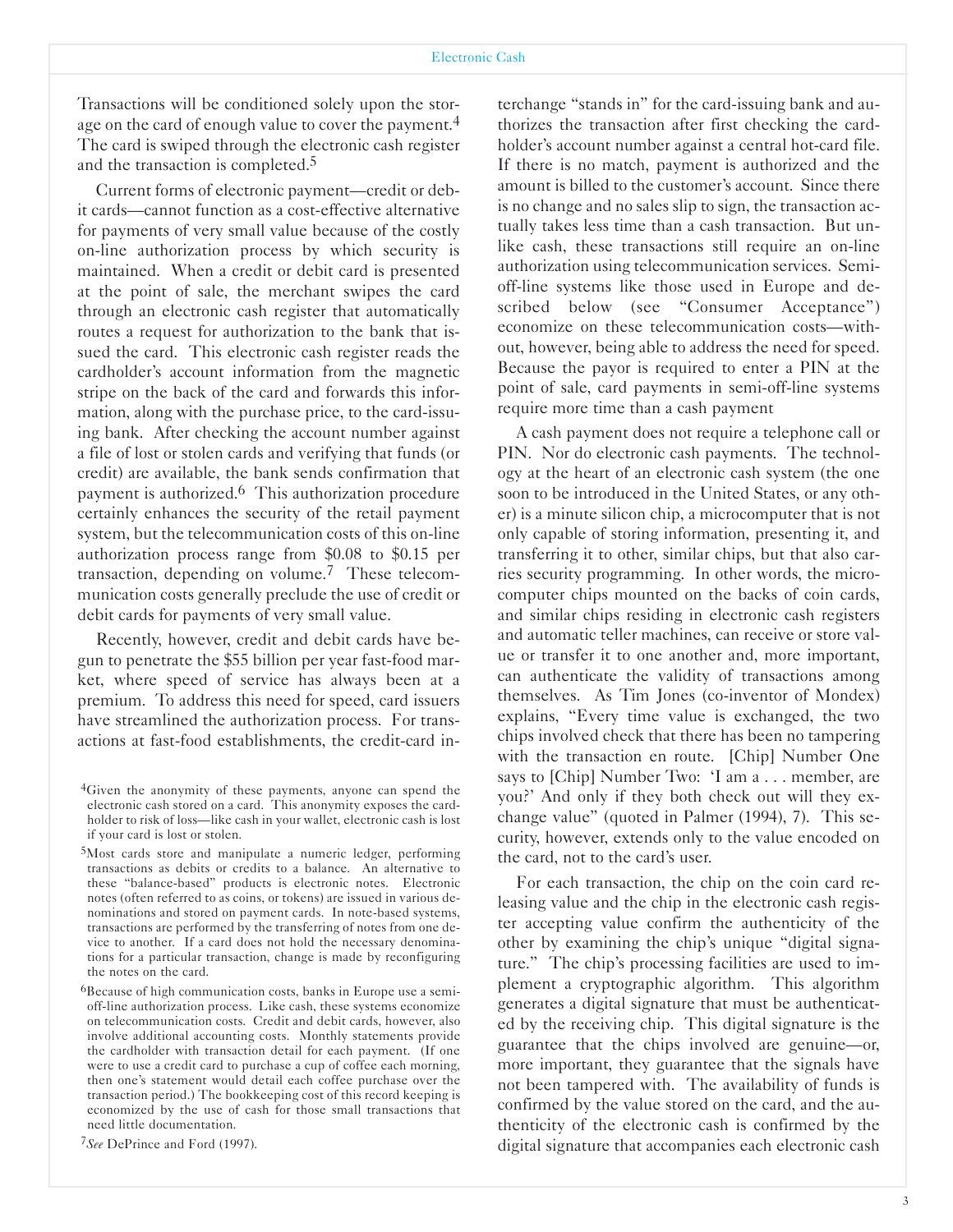Transactions will be conditioned solely upon the storage on the card of enough value to cover the payment.[4] The card is swiped through the electronic cash register and the transaction is completed.[5]

Current forms of electronic payment—credit or debit cards—cannot function as a cost-effective alternative for payments of very small value because of the costly on-line authorization process by which security is maintained. When a credit or debit card is presented at the point of sale, the merchant swipes the card through an electronic cash register that automatically routes a request for authorization to the bank that issued the card. This electronic cash register reads the cardholder's account information from the magnetic stripe on the back of the card and forwards this information, along with the purchase price, to the card-issuing bank. After checking the account number against a file of lost or stolen cards and verifying that funds (or credit) are available, the bank sends confirmation that payment is authorized.[6] This authorization procedure certainly enhances the security of the retail payment system, but the telecommunication costs of this on-line authorization process range from $0.08 to $0.15 per transaction, depending on volume.[7] These telecommunication costs generally preclude the use of credit or debit cards for payments of very small value.

Recently, however, credit and debit cards have begun to penetrate the $55 billion per year fast-food market, where speed of service has always been at a premium. To address this need for speed, card issuers have streamlined the authorization process. For transactions at fast-food establishments, the credit-card interchange "stands in" for the card-issuing bank and authorizes the transaction after first checking the cardholder's account number against a central hot-card file. If there is no match, payment is authorized and the amount is billed to the customer's account. Since there is no change and no sales slip to sign, the transaction actually takes less time than a cash transaction. But unlike cash, these transactions still require an on-line authorization using telecommunication services. Semi-off-line systems like those used in Europe and described below (see "Consumer Acceptance") economize on these telecommunication costs—without, however, being able to address the need for speed. Because the payor is required to enter a PIN at the point of sale, card payments in semi-off-line systems require more time than a cash payment

A cash payment does not require a telephone call or PIN. Nor do electronic cash payments. The technology at the heart of an electronic cash system (the one soon to be introduced in the United States, or any other) is a minute silicon chip, a microcomputer that is not only capable of storing information, presenting it, and transferring it to other, similar chips, but that also carries security programming. In other words, the microcomputer chips mounted on the backs of coin cards, and similar chips residing in electronic cash registers and automatic teller machines, can receive or store value or transfer it to one another and, more important, can authenticate the validity of transactions among themselves. As Tim Jones (co-inventor of Mondex) explains, "Every time value is exchanged, the two chips involved check that there has been no tampering with the transaction en route. [Chip] Number One says to [Chip] Number Two: 'I am a . . . member, are you?' And only if they both check out will they exchange value" (quoted in Palmer (1994), 7). This security, however, extends only to the value encoded on the card, not to the card's user.

For each transaction, the chip on the coin card releasing value and the chip in the electronic cash register accepting value confirm the authenticity of the other by examining the chip's unique "digital signature." The chip's processing facilities are used to implement a cryptographic algorithm. This algorithm generates a digital signature that must be authenticated by the receiving chip. This digital signature is the guarantee that the chips involved are genuine—or, more important, they guarantee that the signals have not been tampered with. The availability of funds is confirmed by the value stored on the card, and the authenticity of the electronic cash is confirmed by the digital signature that accompanies each electronic cash

---

[4] Given the anonymity of these payments, anyone can spend the electronic cash stored on a card. This anonymity exposes the cardholder to risk of loss—like cash in your wallet, electronic cash is lost if your card is lost or stolen.

[5] Most cards store and manipulate a numeric ledger, performing transactions as debits or credits to a balance. An alternative to these "balance-based" products is electronic notes. Electronic notes (often referred to as coins, or tokens) are issued in various denominations and stored on payment cards. In note-based systems, transactions are performed by the transferring of notes from one device to another. If a card does not hold the necessary denominations for a particular transaction, change is made by reconfiguring the notes on the card.

[6] Because of high communication costs, banks in Europe use a semi-off-line authorization process. Like cash, these systems economize on telecommunication costs. Credit and debit cards, however, also involve additional accounting costs. Monthly statements provide the cardholder with transaction detail for each payment. (If one were to use a credit card to purchase a cup of coffee each morning, then one's statement would detail each coffee purchase over the transaction period.) The bookkeeping cost of this record keeping is economized by the use of cash for those small transactions that need little documentation.

[7] *See* DePrince and Ford (1997).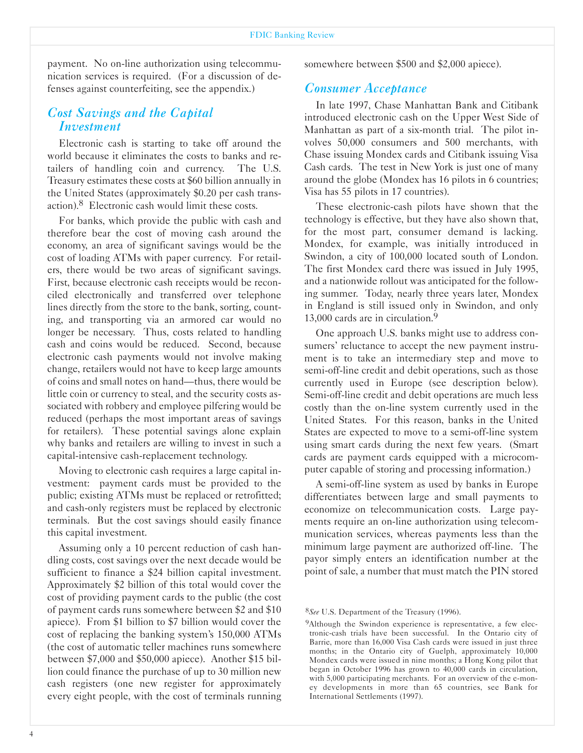payment. No on-line authorization using telecommunication services is required. (For a discussion of defenses against counterfeiting, see the appendix.)

## *Cost Savings and the Capital Investment*

Electronic cash is starting to take off around the world because it eliminates the costs to banks and retailers of handling coin and currency. The U.S. Treasury estimates these costs at $60 billion annually in the United States (approximately $0.20 per cash transaction).[8] Electronic cash would limit these costs.

For banks, which provide the public with cash and therefore bear the cost of moving cash around the economy, an area of significant savings would be the cost of loading ATMs with paper currency. For retailers, there would be two areas of significant savings. First, because electronic cash receipts would be reconciled electronically and transferred over telephone lines directly from the store to the bank, sorting, counting, and transporting via an armored car would no longer be necessary. Thus, costs related to handling cash and coins would be reduced. Second, because electronic cash payments would not involve making change, retailers would not have to keep large amounts of coins and small notes on hand—thus, there would be little coin or currency to steal, and the security costs associated with robbery and employee pilfering would be reduced (perhaps the most important areas of savings for retailers). These potential savings alone explain why banks and retailers are willing to invest in such a capital-intensive cash-replacement technology.

Moving to electronic cash requires a large capital investment: payment cards must be provided to the public; existing ATMs must be replaced or retrofitted; and cash-only registers must be replaced by electronic terminals. But the cost savings should easily finance this capital investment.

Assuming only a 10 percent reduction of cash handling costs, cost savings over the next decade would be sufficient to finance a $24 billion capital investment. Approximately $2 billion of this total would cover the cost of providing payment cards to the public (the cost of payment cards runs somewhere between $2 and $10 apiece). From $1 billion to $7 billion would cover the cost of replacing the banking system's 150,000 ATMs (the cost of automatic teller machines runs somewhere between $7,000 and $50,000 apiece). Another $15 billion could finance the purchase of up to 30 million new cash registers (one new register for approximately every eight people, with the cost of terminals running somewhere between $500 and $2,000 apiece).

## *Consumer Acceptance*

In late 1997, Chase Manhattan Bank and Citibank introduced electronic cash on the Upper West Side of Manhattan as part of a six-month trial. The pilot involves 50,000 consumers and 500 merchants, with Chase issuing Mondex cards and Citibank issuing Visa Cash cards. The test in New York is just one of many around the globe (Mondex has 16 pilots in 6 countries; Visa has 55 pilots in 17 countries).

These electronic-cash pilots have shown that the technology is effective, but they have also shown that, for the most part, consumer demand is lacking. Mondex, for example, was initially introduced in Swindon, a city of 100,000 located south of London. The first Mondex card there was issued in July 1995, and a nationwide rollout was anticipated for the following summer. Today, nearly three years later, Mondex in England is still issued only in Swindon, and only 13,000 cards are in circulation.[9]

One approach U.S. banks might use to address consumers' reluctance to accept the new payment instrument is to take an intermediary step and move to semi-off-line credit and debit operations, such as those currently used in Europe (see description below). Semi-off-line credit and debit operations are much less costly than the on-line system currently used in the United States. For this reason, banks in the United States are expected to move to a semi-off-line system using smart cards during the next few years. (Smart cards are payment cards equipped with a microcomputer capable of storing and processing information.)

A semi-off-line system as used by banks in Europe differentiates between large and small payments to economize on telecommunication costs. Large payments require an on-line authorization using telecommunication services, whereas payments less than the minimum large payment are authorized off-line. The payor simply enters an identification number at the point of sale, a number that must match the PIN stored

---

[8] *See* U.S. Department of the Treasury (1996).

[9] Although the Swindon experience is representative, a few electronic-cash trials have been successful. In the Ontario city of Barrie, more than 16,000 Visa Cash cards were issued in just three months; in the Ontario city of Guelph, approximately 10,000 Mondex cards were issued in nine months; a Hong Kong pilot that began in October 1996 has grown to 40,000 cards in circulation, with 5,000 participating merchants. For an overview of the e-money developments in more than 65 countries, see Bank for International Settlements (1997).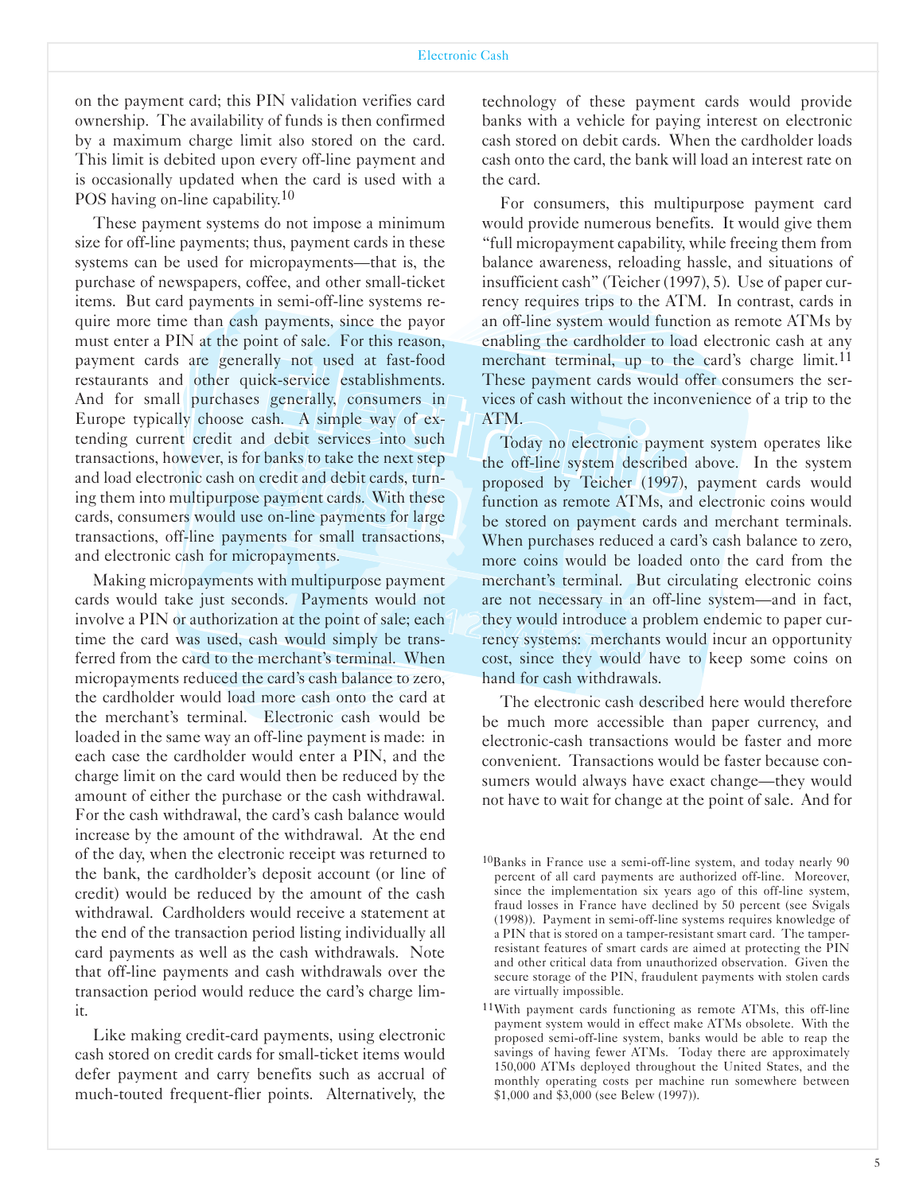on the payment card; this PIN validation verifies card ownership. The availability of funds is then confirmed by a maximum charge limit also stored on the card. This limit is debited upon every off-line payment and is occasionally updated when the card is used with a POS having on-line capability.[10]

These payment systems do not impose a minimum size for off-line payments; thus, payment cards in these systems can be used for micropayments—that is, the purchase of newspapers, coffee, and other small-ticket items. But card payments in semi-off-line systems require more time than cash payments, since the payor must enter a PIN at the point of sale. For this reason, payment cards are generally not used at fast-food restaurants and other quick-service establishments. And for small purchases generally, consumers in Europe typically choose cash. A simple way of extending current credit and debit services into such transactions, however, is for banks to take the next step and load electronic cash on credit and debit cards, turning them into multipurpose payment cards. With these cards, consumers would use on-line payments for large transactions, off-line payments for small transactions, and electronic cash for micropayments.

Making micropayments with multipurpose payment cards would take just seconds. Payments would not involve a PIN or authorization at the point of sale; each time the card was used, cash would simply be transferred from the card to the merchant's terminal. When micropayments reduced the card's cash balance to zero, the cardholder would load more cash onto the card at the merchant's terminal. Electronic cash would be loaded in the same way an off-line payment is made: in each case the cardholder would enter a PIN, and the charge limit on the card would then be reduced by the amount of either the purchase or the cash withdrawal. For the cash withdrawal, the card's cash balance would increase by the amount of the withdrawal. At the end of the day, when the electronic receipt was returned to the bank, the cardholder's deposit account (or line of credit) would be reduced by the amount of the cash withdrawal. Cardholders would receive a statement at the end of the transaction period listing individually all card payments as well as the cash withdrawals. Note that off-line payments and cash withdrawals over the transaction period would reduce the card's charge limit.

Like making credit-card payments, using electronic cash stored on credit cards for small-ticket items would defer payment and carry benefits such as accrual of much-touted frequent-flier points. Alternatively, the technology of these payment cards would provide banks with a vehicle for paying interest on electronic cash stored on debit cards. When the cardholder loads cash onto the card, the bank will load an interest rate on the card.

For consumers, this multipurpose payment card would provide numerous benefits. It would give them "full micropayment capability, while freeing them from balance awareness, reloading hassle, and situations of insufficient cash" (Teicher (1997), 5). Use of paper currency requires trips to the ATM. In contrast, cards in an off-line system would function as remote ATMs by enabling the cardholder to load electronic cash at any merchant terminal, up to the card's charge limit.[11] These payment cards would offer consumers the services of cash without the inconvenience of a trip to the ATM.

Today no electronic payment system operates like the off-line system described above. In the system proposed by Teicher (1997), payment cards would function as remote ATMs, and electronic coins would be stored on payment cards and merchant terminals. When purchases reduced a card's cash balance to zero, more coins would be loaded onto the card from the merchant's terminal. But circulating electronic coins are not necessary in an off-line system—and in fact, they would introduce a problem endemic to paper currency systems: merchants would incur an opportunity cost, since they would have to keep some coins on hand for cash withdrawals.

The electronic cash described here would therefore be much more accessible than paper currency, and electronic-cash transactions would be faster and more convenient. Transactions would be faster because consumers would always have exact change—they would not have to wait for change at the point of sale. And for

[10] Banks in France use a semi-off-line system, and today nearly 90 percent of all card payments are authorized off-line. Moreover, since the implementation six years ago of this off-line system, fraud losses in France have declined by 50 percent (see Svigals (1998)). Payment in semi-off-line systems requires knowledge of a PIN that is stored on a tamper-resistant smart card. The tamper-resistant features of smart cards are aimed at protecting the PIN and other critical data from unauthorized observation. Given the secure storage of the PIN, fraudulent payments with stolen cards are virtually impossible.

[11] With payment cards functioning as remote ATMs, this off-line payment system would in effect make ATMs obsolete. With the proposed semi-off-line system, banks would be able to reap the savings of having fewer ATMs. Today there are approximately 150,000 ATMs deployed throughout the United States, and the monthly operating costs per machine run somewhere between $1,000 and $3,000 (see Belew (1997)).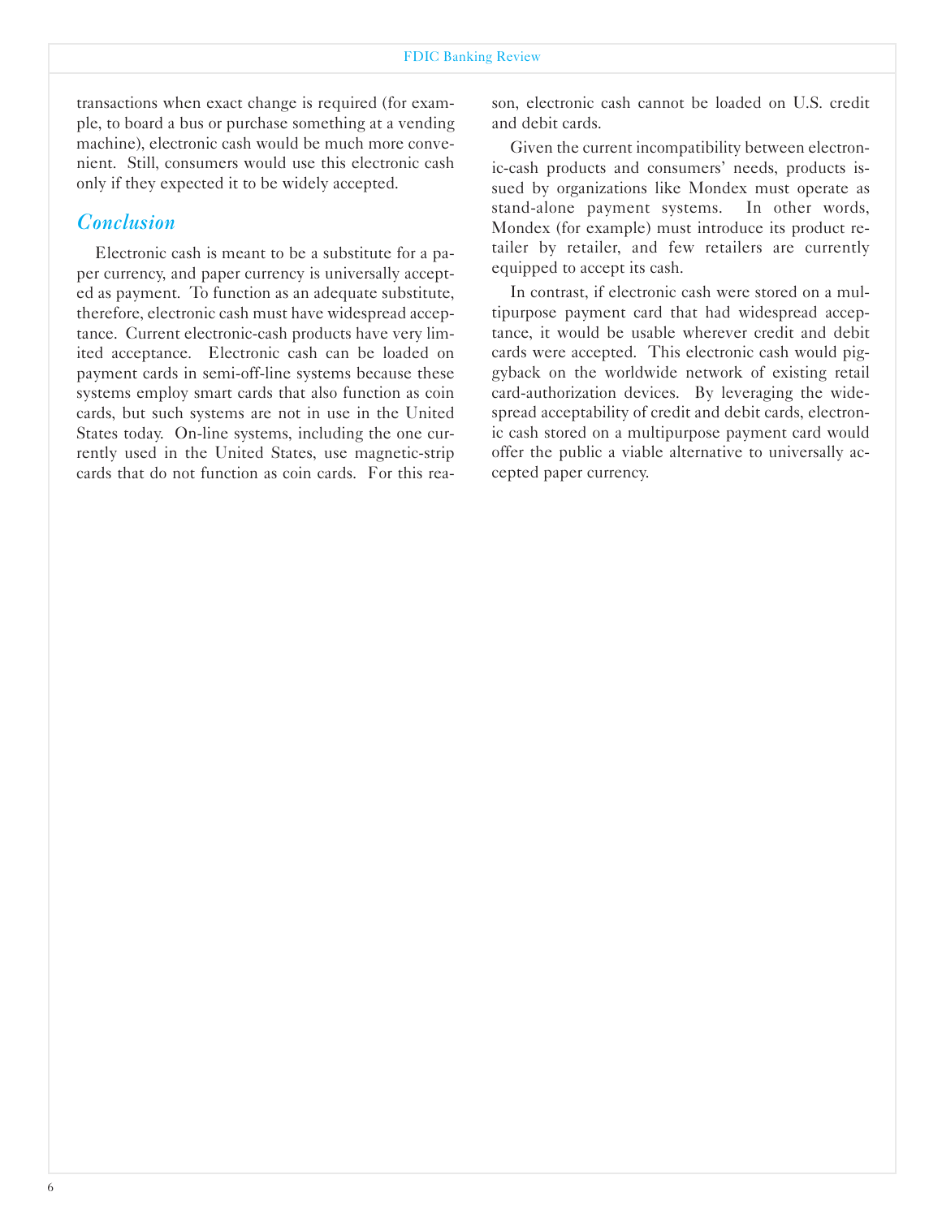transactions when exact change is required (for example, to board a bus or purchase something at a vending machine), electronic cash would be much more convenient. Still, consumers would use this electronic cash only if they expected it to be widely accepted.

## *Conclusion*

Electronic cash is meant to be a substitute for a paper currency, and paper currency is universally accepted as payment. To function as an adequate substitute, therefore, electronic cash must have widespread acceptance. Current electronic-cash products have very limited acceptance. Electronic cash can be loaded on payment cards in semi-off-line systems because these systems employ smart cards that also function as coin cards, but such systems are not in use in the United States today. On-line systems, including the one currently used in the United States, use magnetic-strip cards that do not function as coin cards. For this reason, electronic cash cannot be loaded on U.S. credit and debit cards.

Given the current incompatibility between electronic-cash products and consumers' needs, products issued by organizations like Mondex must operate as stand-alone payment systems. In other words, Mondex (for example) must introduce its product retailer by retailer, and few retailers are currently equipped to accept its cash.

In contrast, if electronic cash were stored on a multipurpose payment card that had widespread acceptance, it would be usable wherever credit and debit cards were accepted. This electronic cash would piggyback on the worldwide network of existing retail card-authorization devices. By leveraging the widespread acceptability of credit and debit cards, electronic cash stored on a multipurpose payment card would offer the public a viable alternative to universally accepted paper currency.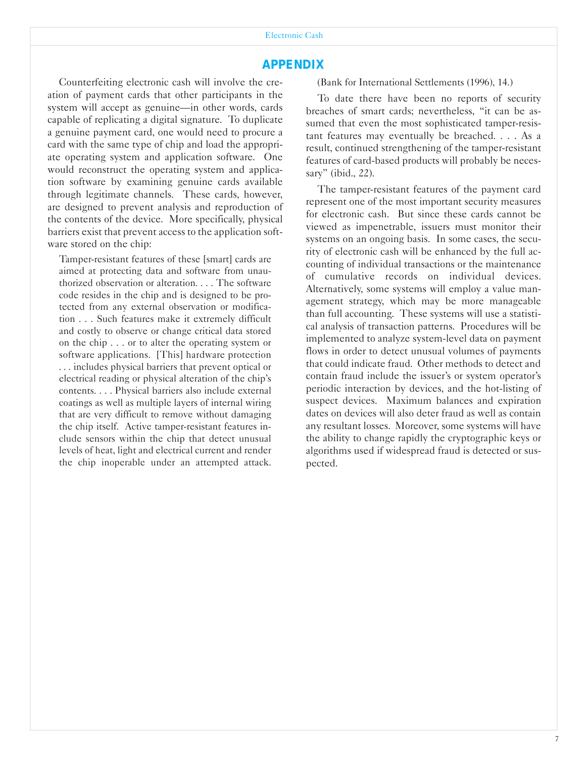## APPENDIX

Counterfeiting electronic cash will involve the creation of payment cards that other participants in the system will accept as genuine—in other words, cards capable of replicating a digital signature. To duplicate a genuine payment card, one would need to procure a card with the same type of chip and load the appropriate operating system and application software. One would reconstruct the operating system and application software by examining genuine cards available through legitimate channels. These cards, however, are designed to prevent analysis and reproduction of the contents of the device. More specifically, physical barriers exist that prevent access to the application software stored on the chip:

> Tamper-resistant features of these [smart] cards are aimed at protecting data and software from unauthorized observation or alteration. . . . The software code resides in the chip and is designed to be protected from any external observation or modification . . . Such features make it extremely difficult and costly to observe or change critical data stored on the chip . . . or to alter the operating system or software applications. [This] hardware protection . . . includes physical barriers that prevent optical or electrical reading or physical alteration of the chip's contents. . . . Physical barriers also include external coatings as well as multiple layers of internal wiring that are very difficult to remove without damaging the chip itself. Active tamper-resistant features include sensors within the chip that detect unusual levels of heat, light and electrical current and render the chip inoperable under an attempted attack. (Bank for International Settlements (1996), 14.)

To date there have been no reports of security breaches of smart cards; nevertheless, "it can be assumed that even the most sophisticated tamper-resistant features may eventually be breached. . . . As a result, continued strengthening of the tamper-resistant features of card-based products will probably be necessary" (ibid., 22).

The tamper-resistant features of the payment card represent one of the most important security measures for electronic cash. But since these cards cannot be viewed as impenetrable, issuers must monitor their systems on an ongoing basis. In some cases, the security of electronic cash will be enhanced by the full accounting of individual transactions or the maintenance of cumulative records on individual devices. Alternatively, some systems will employ a value management strategy, which may be more manageable than full accounting. These systems will use a statistical analysis of transaction patterns. Procedures will be implemented to analyze system-level data on payment flows in order to detect unusual volumes of payments that could indicate fraud. Other methods to detect and contain fraud include the issuer's or system operator's periodic interaction by devices, and the hot-listing of suspect devices. Maximum balances and expiration dates on devices will also deter fraud as well as contain any resultant losses. Moreover, some systems will have the ability to change rapidly the cryptographic keys or algorithms used if widespread fraud is detected or suspected.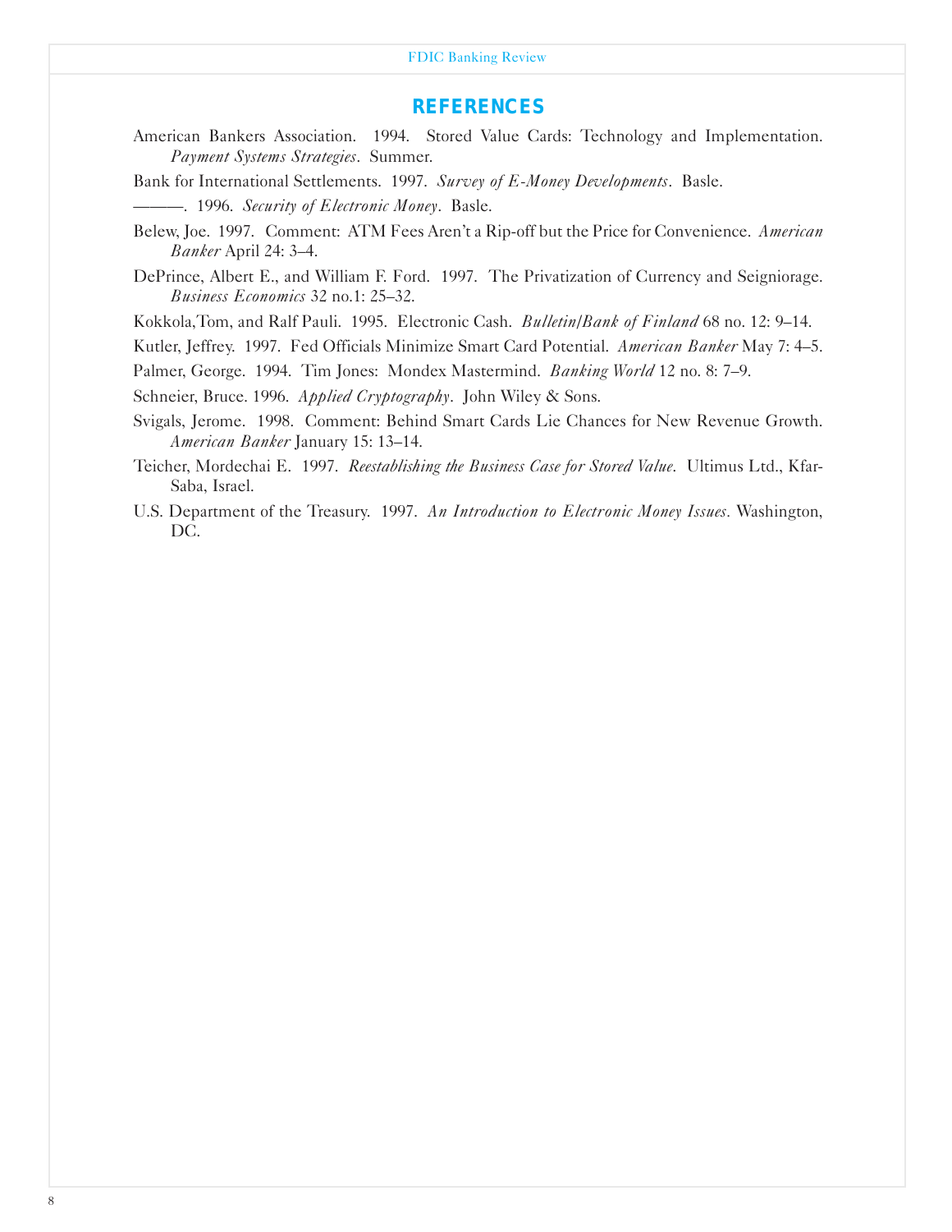## REFERENCES

American Bankers Association. 1994. Stored Value Cards: Technology and Implementation. *Payment Systems Strategies*. Summer.

Bank for International Settlements. 1997. *Survey of E-Money Developments*. Basle.

———. 1996. *Security of Electronic Money*. Basle.

Belew, Joe. 1997. Comment: ATM Fees Aren't a Rip-off but the Price for Convenience. *American Banker* April 24: 3–4.

DePrince, Albert E., and William F. Ford. 1997. The Privatization of Currency and Seigniorage. *Business Economics* 32 no.1: 25–32.

Kokkola,Tom, and Ralf Pauli. 1995. Electronic Cash. *Bulletin/Bank of Finland* 68 no. 12: 9–14.

Kutler, Jeffrey. 1997. Fed Officials Minimize Smart Card Potential. *American Banker* May 7: 4–5.

Palmer, George. 1994. Tim Jones: Mondex Mastermind. *Banking World* 12 no. 8: 7–9.

Schneier, Bruce. 1996. *Applied Cryptography*. John Wiley & Sons.

Svigals, Jerome. 1998. Comment: Behind Smart Cards Lie Chances for New Revenue Growth. *American Banker* January 15: 13–14.

Teicher, Mordechai E. 1997. *Reestablishing the Business Case for Stored Value*. Ultimus Ltd., Kfar-Saba, Israel.

U.S. Department of the Treasury. 1997. *An Introduction to Electronic Money Issues*. Washington, DC.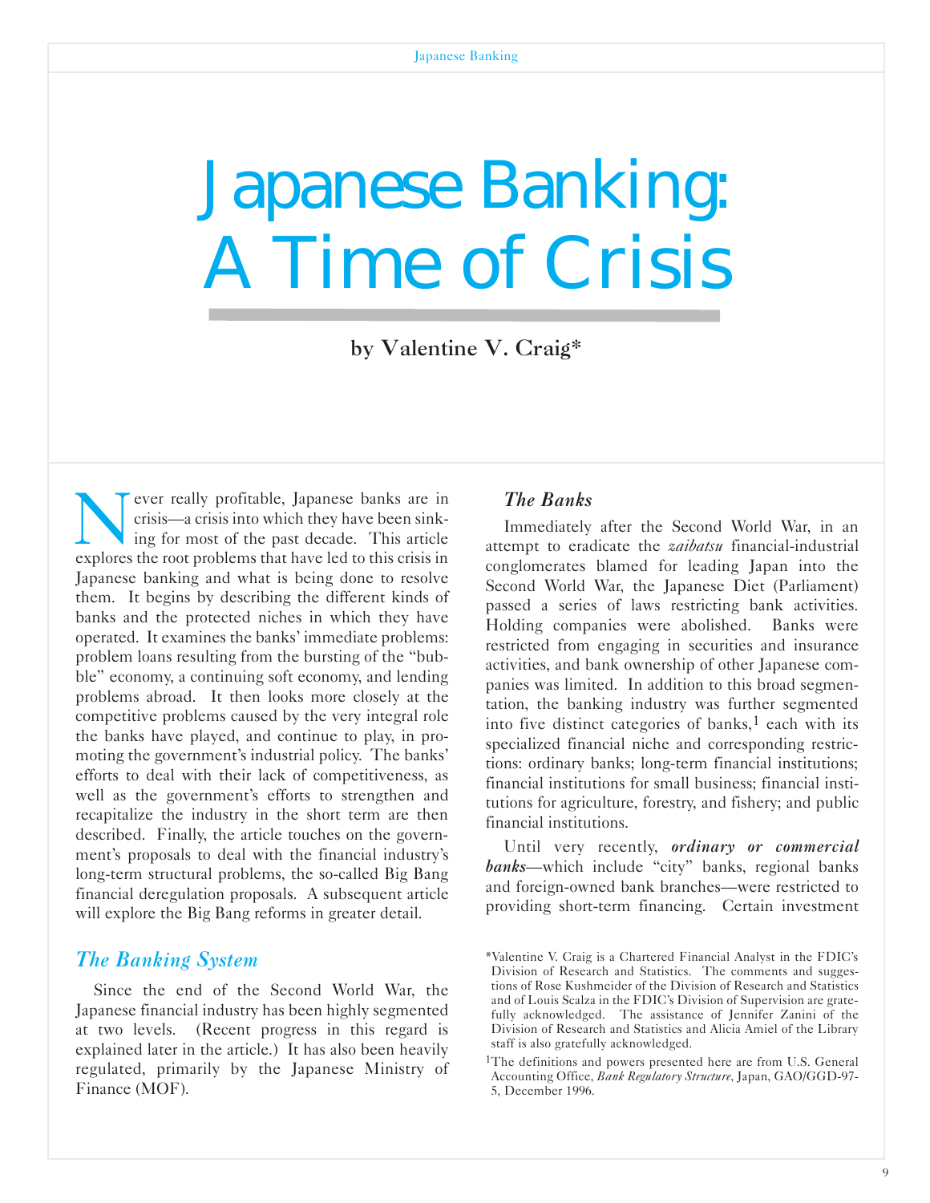# Japanese Banking: A Time of Crisis

**by Valentine V. Craig***

Never really profitable, Japanese banks are in crisis—a crisis into which they have been sinking for most of the past decade. This article explores the root problems that have led to this crisis in Japanese banking and what is being done to resolve them. It begins by describing the different kinds of banks and the protected niches in which they have operated. It examines the banks' immediate problems: problem loans resulting from the bursting of the "bubble" economy, a continuing soft economy, and lending problems abroad. It then looks more closely at the competitive problems caused by the very integral role the banks have played, and continue to play, in promoting the government's industrial policy. The banks' efforts to deal with their lack of competitiveness, as well as the government's efforts to strengthen and recapitalize the industry in the short term are then described. Finally, the article touches on the government's proposals to deal with the financial industry's long-term structural problems, the so-called Big Bang financial deregulation proposals. A subsequent article will explore the Big Bang reforms in greater detail.

## *The Banking System*

Since the end of the Second World War, the Japanese financial industry has been highly segmented at two levels. (Recent progress in this regard is explained later in the article.) It has also been heavily regulated, primarily by the Japanese Ministry of Finance (MOF).

### *The Banks*

Immediately after the Second World War, in an attempt to eradicate the *zaibatsu* financial-industrial conglomerates blamed for leading Japan into the Second World War, the Japanese Diet (Parliament) passed a series of laws restricting bank activities. Holding companies were abolished. Banks were restricted from engaging in securities and insurance activities, and bank ownership of other Japanese companies was limited. In addition to this broad segmentation, the banking industry was further segmented into five distinct categories of banks,[1] each with its specialized financial niche and corresponding restrictions: ordinary banks; long-term financial institutions; financial institutions for small business; financial institutions for agriculture, forestry, and fishery; and public financial institutions.

Until very recently, ***ordinary or commercial banks***—which include "city" banks, regional banks and foreign-owned bank branches—were restricted to providing short-term financing. Certain investment

*Valentine V. Craig is a Chartered Financial Analyst in the FDIC's Division of Research and Statistics. The comments and suggestions of Rose Kushmeider of the Division of Research and Statistics and of Louis Scalza in the FDIC's Division of Supervision are gratefully acknowledged. The assistance of Jennifer Zanini of the Division of Research and Statistics and Alicia Amiel of the Library staff is also gratefully acknowledged.

[1] The definitions and powers presented here are from U.S. General Accounting Office, *Bank Regulatory Structure*, Japan, GAO/GGD-97-5, December 1996.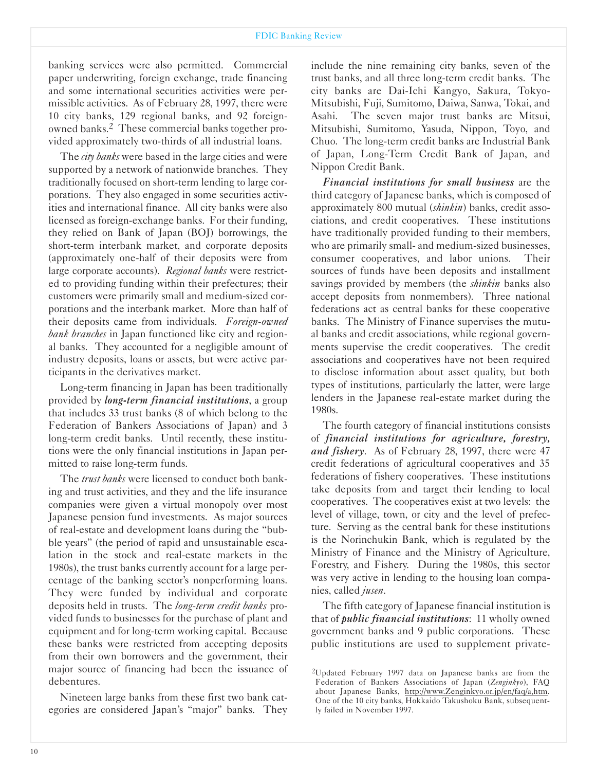banking services were also permitted. Commercial paper underwriting, foreign exchange, trade financing and some international securities activities were permissible activities. As of February 28, 1997, there were 10 city banks, 129 regional banks, and 92 foreign-owned banks.[2] These commercial banks together provided approximately two-thirds of all industrial loans.

The *city banks* were based in the large cities and were supported by a network of nationwide branches. They traditionally focused on short-term lending to large corporations. They also engaged in some securities activities and international finance. All city banks were also licensed as foreign-exchange banks. For their funding, they relied on Bank of Japan (BOJ) borrowings, the short-term interbank market, and corporate deposits (approximately one-half of their deposits were from large corporate accounts). *Regional banks* were restricted to providing funding within their prefectures; their customers were primarily small and medium-sized corporations and the interbank market. More than half of their deposits came from individuals. *Foreign-owned bank branches* in Japan functioned like city and regional banks. They accounted for a negligible amount of industry deposits, loans or assets, but were active participants in the derivatives market.

Long-term financing in Japan has been traditionally provided by ***long-term financial institutions***, a group that includes 33 trust banks (8 of which belong to the Federation of Bankers Associations of Japan) and 3 long-term credit banks. Until recently, these institutions were the only financial institutions in Japan permitted to raise long-term funds.

The *trust banks* were licensed to conduct both banking and trust activities, and they and the life insurance companies were given a virtual monopoly over most Japanese pension fund investments. As major sources of real-estate and development loans during the "bubble years" (the period of rapid and unsustainable escalation in the stock and real-estate markets in the 1980s), the trust banks currently account for a large percentage of the banking sector's nonperforming loans. They were funded by individual and corporate deposits held in trusts. The *long-term credit banks* provided funds to businesses for the purchase of plant and equipment and for long-term working capital. Because these banks were restricted from accepting deposits from their own borrowers and the government, their major source of financing had been the issuance of debentures.

Nineteen large banks from these first two bank categories are considered Japan's "major" banks. They include the nine remaining city banks, seven of the trust banks, and all three long-term credit banks. The city banks are Dai-Ichi Kangyo, Sakura, Tokyo-Mitsubishi, Fuji, Sumitomo, Daiwa, Sanwa, Tokai, and Asahi. The seven major trust banks are Mitsui, Mitsubishi, Sumitomo, Yasuda, Nippon, Toyo, and Chuo. The long-term credit banks are Industrial Bank of Japan, Long-Term Credit Bank of Japan, and Nippon Credit Bank.

***Financial institutions for small business*** are the third category of Japanese banks, which is composed of approximately 800 mutual (*shinkin*) banks, credit associations, and credit cooperatives. These institutions have traditionally provided funding to their members, who are primarily small- and medium-sized businesses, consumer cooperatives, and labor unions. Their sources of funds have been deposits and installment savings provided by members (the *shinkin* banks also accept deposits from nonmembers). Three national federations act as central banks for these cooperative banks. The Ministry of Finance supervises the mutual banks and credit associations, while regional governments supervise the credit cooperatives. The credit associations and cooperatives have not been required to disclose information about asset quality, but both types of institutions, particularly the latter, were large lenders in the Japanese real-estate market during the 1980s.

The fourth category of financial institutions consists of ***financial institutions for agriculture, forestry, and fishery***. As of February 28, 1997, there were 47 credit federations of agricultural cooperatives and 35 federations of fishery cooperatives. These institutions take deposits from and target their lending to local cooperatives. The cooperatives exist at two levels: the level of village, town, or city and the level of prefecture. Serving as the central bank for these institutions is the Norinchukin Bank, which is regulated by the Ministry of Finance and the Ministry of Agriculture, Forestry, and Fishery. During the 1980s, this sector was very active in lending to the housing loan companies, called *jusen*.

The fifth category of Japanese financial institution is that of ***public financial institutions***: 11 wholly owned government banks and 9 public corporations. These public institutions are used to supplement private-

[2] Updated February 1997 data on Japanese banks are from the Federation of Bankers Associations of Japan (*Zenginkyo*), FAQ about Japanese Banks, http://www.Zenginkyo.or.jp/en/faq/a.htm. One of the 10 city banks, Hokkaido Takushoku Bank, subsequently failed in November 1997.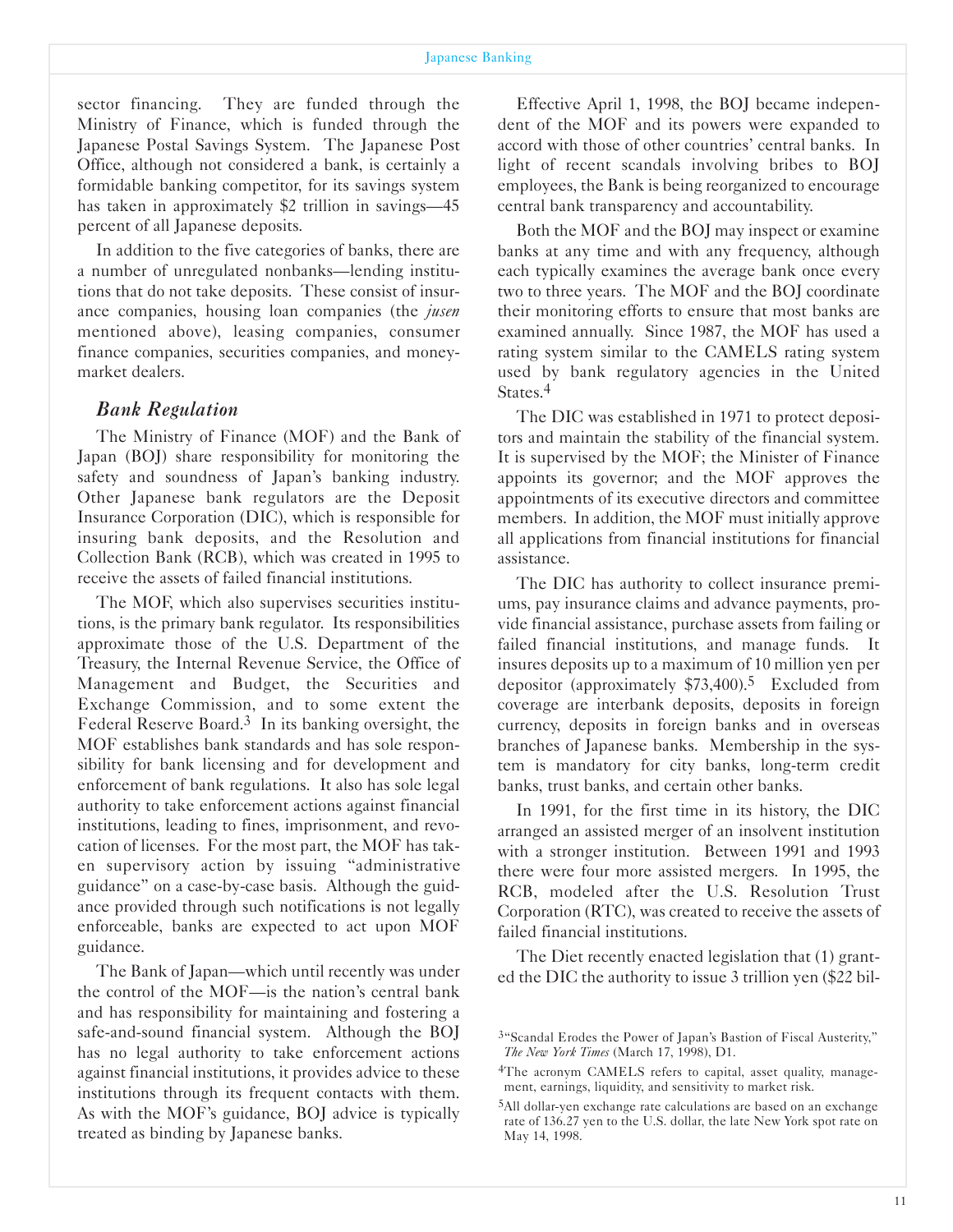sector financing. They are funded through the Ministry of Finance, which is funded through the Japanese Postal Savings System. The Japanese Post Office, although not considered a bank, is certainly a formidable banking competitor, for its savings system has taken in approximately $2 trillion in savings—45 percent of all Japanese deposits.

In addition to the five categories of banks, there are a number of unregulated nonbanks—lending institutions that do not take deposits. These consist of insurance companies, housing loan companies (the *jusen* mentioned above), leasing companies, consumer finance companies, securities companies, and money-market dealers.

### *Bank Regulation*

The Ministry of Finance (MOF) and the Bank of Japan (BOJ) share responsibility for monitoring the safety and soundness of Japan's banking industry. Other Japanese bank regulators are the Deposit Insurance Corporation (DIC), which is responsible for insuring bank deposits, and the Resolution and Collection Bank (RCB), which was created in 1995 to receive the assets of failed financial institutions.

The MOF, which also supervises securities institutions, is the primary bank regulator. Its responsibilities approximate those of the U.S. Department of the Treasury, the Internal Revenue Service, the Office of Management and Budget, the Securities and Exchange Commission, and to some extent the Federal Reserve Board.[3] In its banking oversight, the MOF establishes bank standards and has sole responsibility for bank licensing and for development and enforcement of bank regulations. It also has sole legal authority to take enforcement actions against financial institutions, leading to fines, imprisonment, and revocation of licenses. For the most part, the MOF has taken supervisory action by issuing "administrative guidance" on a case-by-case basis. Although the guidance provided through such notifications is not legally enforceable, banks are expected to act upon MOF guidance.

The Bank of Japan—which until recently was under the control of the MOF—is the nation's central bank and has responsibility for maintaining and fostering a safe-and-sound financial system. Although the BOJ has no legal authority to take enforcement actions against financial institutions, it provides advice to these institutions through its frequent contacts with them. As with the MOF's guidance, BOJ advice is typically treated as binding by Japanese banks.

Effective April 1, 1998, the BOJ became independent of the MOF and its powers were expanded to accord with those of other countries' central banks. In light of recent scandals involving bribes to BOJ employees, the Bank is being reorganized to encourage central bank transparency and accountability.

Both the MOF and the BOJ may inspect or examine banks at any time and with any frequency, although each typically examines the average bank once every two to three years. The MOF and the BOJ coordinate their monitoring efforts to ensure that most banks are examined annually. Since 1987, the MOF has used a rating system similar to the CAMELS rating system used by bank regulatory agencies in the United States.[4]

The DIC was established in 1971 to protect depositors and maintain the stability of the financial system. It is supervised by the MOF; the Minister of Finance appoints its governor; and the MOF approves the appointments of its executive directors and committee members. In addition, the MOF must initially approve all applications from financial institutions for financial assistance.

The DIC has authority to collect insurance premiums, pay insurance claims and advance payments, provide financial assistance, purchase assets from failing or failed financial institutions, and manage funds. It insures deposits up to a maximum of 10 million yen per depositor (approximately $73,400).[5] Excluded from coverage are interbank deposits, deposits in foreign currency, deposits in foreign banks and in overseas branches of Japanese banks. Membership in the system is mandatory for city banks, long-term credit banks, trust banks, and certain other banks.

In 1991, for the first time in its history, the DIC arranged an assisted merger of an insolvent institution with a stronger institution. Between 1991 and 1993 there were four more assisted mergers. In 1995, the RCB, modeled after the U.S. Resolution Trust Corporation (RTC), was created to receive the assets of failed financial institutions.

The Diet recently enacted legislation that (1) granted the DIC the authority to issue 3 trillion yen ($22 bil-

---

[3] "Scandal Erodes the Power of Japan's Bastion of Fiscal Austerity," *The New York Times* (March 17, 1998), D1.

[4] The acronym CAMELS refers to capital, asset quality, management, earnings, liquidity, and sensitivity to market risk.

[5] All dollar-yen exchange rate calculations are based on an exchange rate of 136.27 yen to the U.S. dollar, the late New York spot rate on May 14, 1998.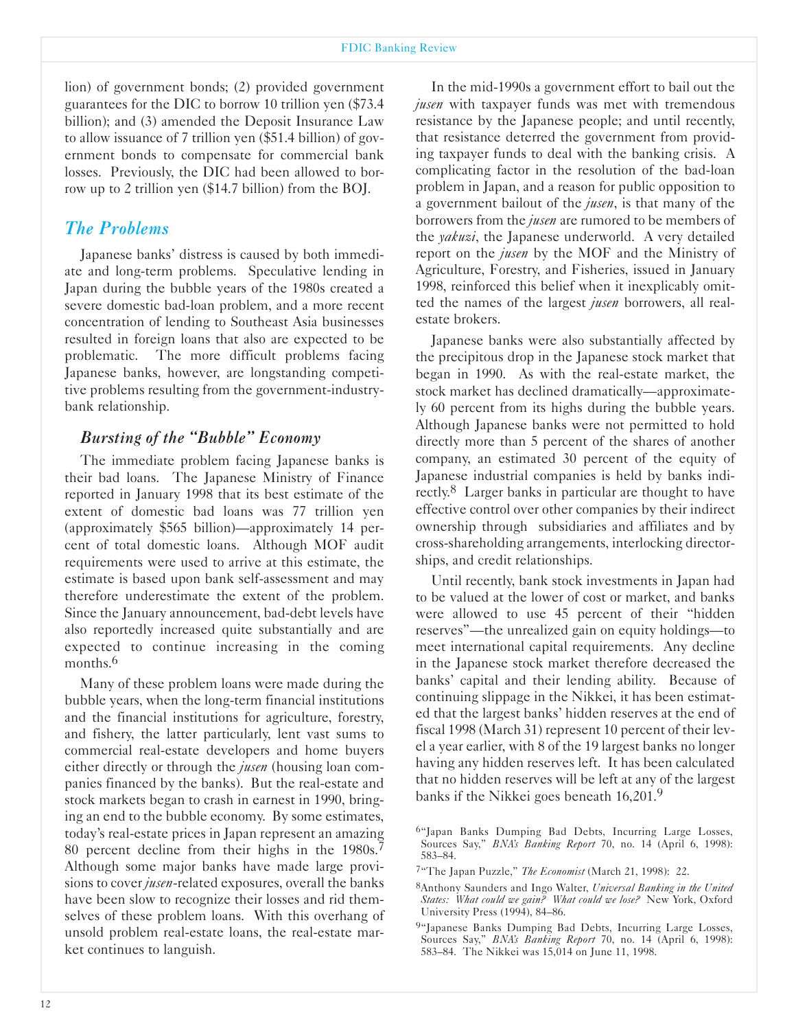lion) of government bonds; (2) provided government guarantees for the DIC to borrow 10 trillion yen ($73.4 billion); and (3) amended the Deposit Insurance Law to allow issuance of 7 trillion yen ($51.4 billion) of government bonds to compensate for commercial bank losses. Previously, the DIC had been allowed to borrow up to 2 trillion yen ($14.7 billion) from the BOJ.

## *The Problems*

Japanese banks' distress is caused by both immediate and long-term problems. Speculative lending in Japan during the bubble years of the 1980s created a severe domestic bad-loan problem, and a more recent concentration of lending to Southeast Asia businesses resulted in foreign loans that also are expected to be problematic. The more difficult problems facing Japanese banks, however, are longstanding competitive problems resulting from the government-industry-bank relationship.

### *Bursting of the "Bubble" Economy*

The immediate problem facing Japanese banks is their bad loans. The Japanese Ministry of Finance reported in January 1998 that its best estimate of the extent of domestic bad loans was 77 trillion yen (approximately $565 billion)—approximately 14 percent of total domestic loans. Although MOF audit requirements were used to arrive at this estimate, the estimate is based upon bank self-assessment and may therefore underestimate the extent of the problem. Since the January announcement, bad-debt levels have also reportedly increased quite substantially and are expected to continue increasing in the coming months.[6]

Many of these problem loans were made during the bubble years, when the long-term financial institutions and the financial institutions for agriculture, forestry, and fishery, the latter particularly, lent vast sums to commercial real-estate developers and home buyers either directly or through the *jusen* (housing loan companies financed by the banks). But the real-estate and stock markets began to crash in earnest in 1990, bringing an end to the bubble economy. By some estimates, today's real-estate prices in Japan represent an amazing 80 percent decline from their highs in the 1980s.[7] Although some major banks have made large provisions to cover *jusen*-related exposures, overall the banks have been slow to recognize their losses and rid themselves of these problem loans. With this overhang of unsold problem real-estate loans, the real-estate market continues to languish.

In the mid-1990s a government effort to bail out the *jusen* with taxpayer funds was met with tremendous resistance by the Japanese people; and until recently, that resistance deterred the government from providing taxpayer funds to deal with the banking crisis. A complicating factor in the resolution of the bad-loan problem in Japan, and a reason for public opposition to a government bailout of the *jusen*, is that many of the borrowers from the *jusen* are rumored to be members of the *yakuzi*, the Japanese underworld. A very detailed report on the *jusen* by the MOF and the Ministry of Agriculture, Forestry, and Fisheries, issued in January 1998, reinforced this belief when it inexplicably omitted the names of the largest *jusen* borrowers, all real-estate brokers.

Japanese banks were also substantially affected by the precipitous drop in the Japanese stock market that began in 1990. As with the real-estate market, the stock market has declined dramatically—approximately 60 percent from its highs during the bubble years. Although Japanese banks were not permitted to hold directly more than 5 percent of the shares of another company, an estimated 30 percent of the equity of Japanese industrial companies is held by banks indirectly.[8] Larger banks in particular are thought to have effective control over other companies by their indirect ownership through subsidiaries and affiliates and by cross-shareholding arrangements, interlocking directorships, and credit relationships.

Until recently, bank stock investments in Japan had to be valued at the lower of cost or market, and banks were allowed to use 45 percent of their "hidden reserves"—the unrealized gain on equity holdings—to meet international capital requirements. Any decline in the Japanese stock market therefore decreased the banks' capital and their lending ability. Because of continuing slippage in the Nikkei, it has been estimated that the largest banks' hidden reserves at the end of fiscal 1998 (March 31) represent 10 percent of their level a year earlier, with 8 of the 19 largest banks no longer having any hidden reserves left. It has been calculated that no hidden reserves will be left at any of the largest banks if the Nikkei goes beneath 16,201.[9]

---

[6] "Japan Banks Dumping Bad Debts, Incurring Large Losses, Sources Say," *BNA's Banking Report* 70, no. 14 (April 6, 1998): 583–84.

[7] "The Japan Puzzle," *The Economist* (March 21, 1998): 22.

[8] Anthony Saunders and Ingo Walter, *Universal Banking in the United States: What could we gain? What could we lose?* New York, Oxford University Press (1994), 84–86.

[9] "Japanese Banks Dumping Bad Debts, Incurring Large Losses, Sources Say," *BNA's Banking Report* 70, no. 14 (April 6, 1998): 583–84. The Nikkei was 15,014 on June 11, 1998.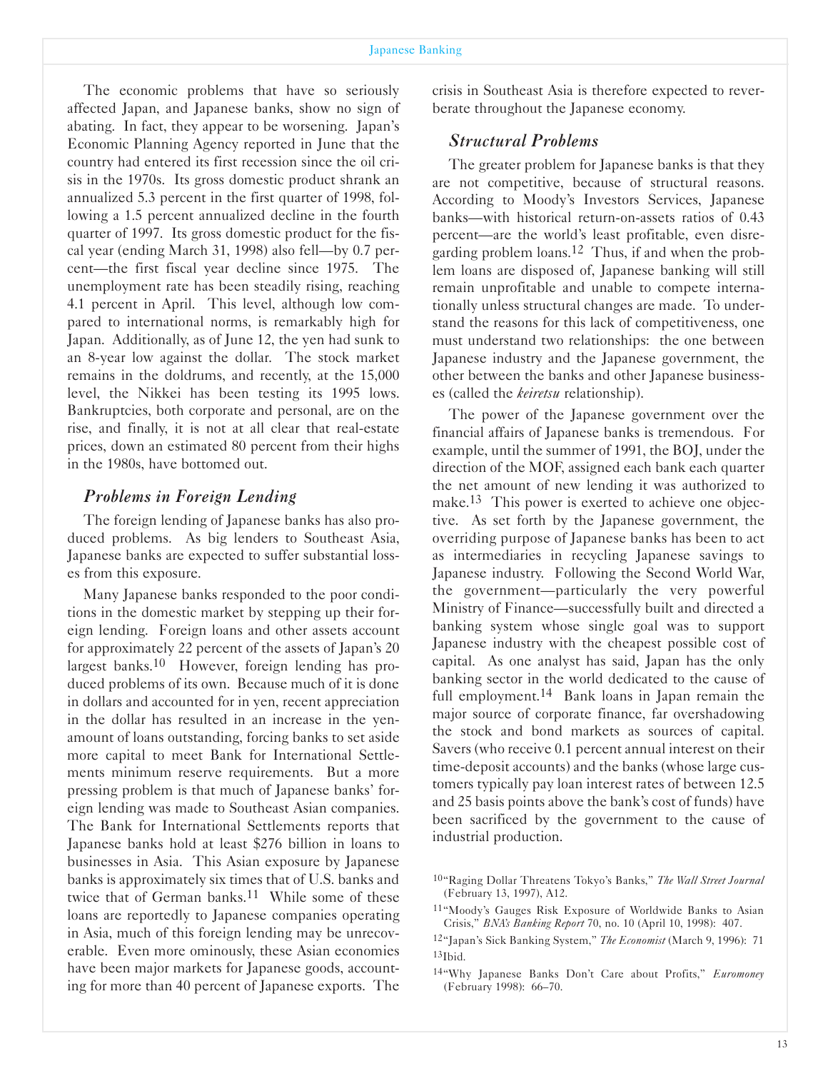The economic problems that have so seriously affected Japan, and Japanese banks, show no sign of abating. In fact, they appear to be worsening. Japan's Economic Planning Agency reported in June that the country had entered its first recession since the oil crisis in the 1970s. Its gross domestic product shrank an annualized 5.3 percent in the first quarter of 1998, following a 1.5 percent annualized decline in the fourth quarter of 1997. Its gross domestic product for the fiscal year (ending March 31, 1998) also fell—by 0.7 percent—the first fiscal year decline since 1975. The unemployment rate has been steadily rising, reaching 4.1 percent in April. This level, although low compared to international norms, is remarkably high for Japan. Additionally, as of June 12, the yen had sunk to an 8-year low against the dollar. The stock market remains in the doldrums, and recently, at the 15,000 level, the Nikkei has been testing its 1995 lows. Bankruptcies, both corporate and personal, are on the rise, and finally, it is not at all clear that real-estate prices, down an estimated 80 percent from their highs in the 1980s, have bottomed out.

## *Problems in Foreign Lending*

The foreign lending of Japanese banks has also produced problems. As big lenders to Southeast Asia, Japanese banks are expected to suffer substantial losses from this exposure.

Many Japanese banks responded to the poor conditions in the domestic market by stepping up their foreign lending. Foreign loans and other assets account for approximately 22 percent of the assets of Japan's 20 largest banks.[10] However, foreign lending has produced problems of its own. Because much of it is done in dollars and accounted for in yen, recent appreciation in the dollar has resulted in an increase in the yen-amount of loans outstanding, forcing banks to set aside more capital to meet Bank for International Settlements minimum reserve requirements. But a more pressing problem is that much of Japanese banks' foreign lending was made to Southeast Asian companies. The Bank for International Settlements reports that Japanese banks hold at least $276 billion in loans to businesses in Asia. This Asian exposure by Japanese banks is approximately six times that of U.S. banks and twice that of German banks.[11] While some of these loans are reportedly to Japanese companies operating in Asia, much of this foreign lending may be unrecoverable. Even more ominously, these Asian economies have been major markets for Japanese goods, accounting for more than 40 percent of Japanese exports. The crisis in Southeast Asia is therefore expected to reverberate throughout the Japanese economy.

## *Structural Problems*

The greater problem for Japanese banks is that they are not competitive, because of structural reasons. According to Moody's Investors Services, Japanese banks—with historical return-on-assets ratios of 0.43 percent—are the world's least profitable, even disregarding problem loans.[12] Thus, if and when the problem loans are disposed of, Japanese banking will still remain unprofitable and unable to compete internationally unless structural changes are made. To understand the reasons for this lack of competitiveness, one must understand two relationships: the one between Japanese industry and the Japanese government, the other between the banks and other Japanese businesses (called the *keiretsu* relationship).

The power of the Japanese government over the financial affairs of Japanese banks is tremendous. For example, until the summer of 1991, the BOJ, under the direction of the MOF, assigned each bank each quarter the net amount of new lending it was authorized to make.[13] This power is exerted to achieve one objective. As set forth by the Japanese government, the overriding purpose of Japanese banks has been to act as intermediaries in recycling Japanese savings to Japanese industry. Following the Second World War, the government—particularly the very powerful Ministry of Finance—successfully built and directed a banking system whose single goal was to support Japanese industry with the cheapest possible cost of capital. As one analyst has said, Japan has the only banking sector in the world dedicated to the cause of full employment.[14] Bank loans in Japan remain the major source of corporate finance, far overshadowing the stock and bond markets as sources of capital. Savers (who receive 0.1 percent annual interest on their time-deposit accounts) and the banks (whose large customers typically pay loan interest rates of between 12.5 and 25 basis points above the bank's cost of funds) have been sacrificed by the government to the cause of industrial production.

---

[10] "Raging Dollar Threatens Tokyo's Banks," *The Wall Street Journal* (February 13, 1997), A12.

[11] "Moody's Gauges Risk Exposure of Worldwide Banks to Asian Crisis," *BNA's Banking Report* 70, no. 10 (April 10, 1998): 407.

[12] "Japan's Sick Banking System," *The Economist* (March 9, 1996): 71

[13] Ibid.

[14] "Why Japanese Banks Don't Care about Profits," *Euromoney* (February 1998): 66–70.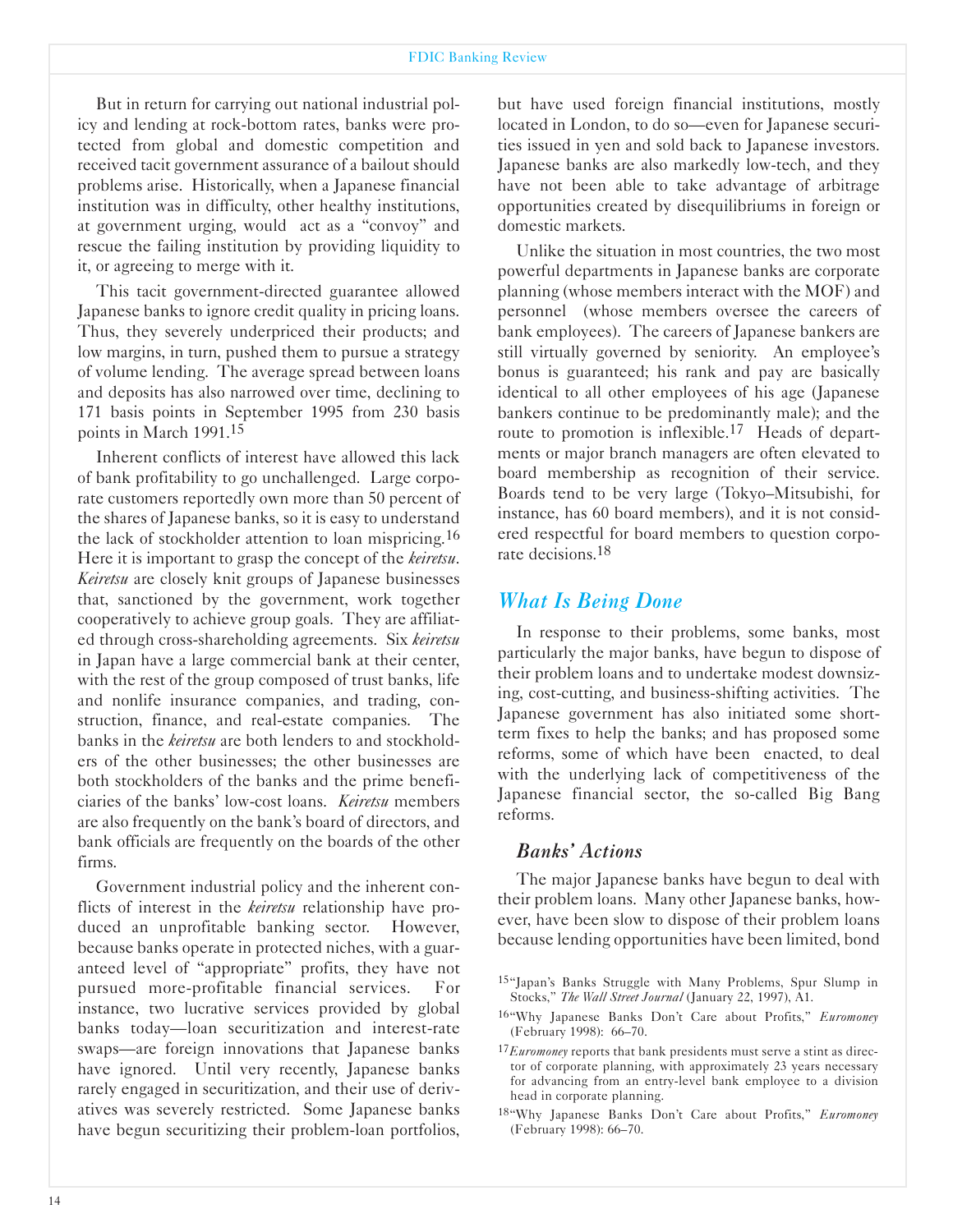But in return for carrying out national industrial policy and lending at rock-bottom rates, banks were protected from global and domestic competition and received tacit government assurance of a bailout should problems arise. Historically, when a Japanese financial institution was in difficulty, other healthy institutions, at government urging, would act as a "convoy" and rescue the failing institution by providing liquidity to it, or agreeing to merge with it.

This tacit government-directed guarantee allowed Japanese banks to ignore credit quality in pricing loans. Thus, they severely underpriced their products; and low margins, in turn, pushed them to pursue a strategy of volume lending. The average spread between loans and deposits has also narrowed over time, declining to 171 basis points in September 1995 from 230 basis points in March 1991.[15]

Inherent conflicts of interest have allowed this lack of bank profitability to go unchallenged. Large corporate customers reportedly own more than 50 percent of the shares of Japanese banks, so it is easy to understand the lack of stockholder attention to loan mispricing.[16] Here it is important to grasp the concept of the *keiretsu*. *Keiretsu* are closely knit groups of Japanese businesses that, sanctioned by the government, work together cooperatively to achieve group goals. They are affiliated through cross-shareholding agreements. Six *keiretsu* in Japan have a large commercial bank at their center, with the rest of the group composed of trust banks, life and nonlife insurance companies, and trading, construction, finance, and real-estate companies. The banks in the *keiretsu* are both lenders to and stockholders of the other businesses; the other businesses are both stockholders of the banks and the prime beneficiaries of the banks' low-cost loans. *Keiretsu* members are also frequently on the bank's board of directors, and bank officials are frequently on the boards of the other firms.

Government industrial policy and the inherent conflicts of interest in the *keiretsu* relationship have produced an unprofitable banking sector. However, because banks operate in protected niches, with a guaranteed level of "appropriate" profits, they have not pursued more-profitable financial services. For instance, two lucrative services provided by global banks today—loan securitization and interest-rate swaps—are foreign innovations that Japanese banks have ignored. Until very recently, Japanese banks rarely engaged in securitization, and their use of derivatives was severely restricted. Some Japanese banks have begun securitizing their problem-loan portfolios, but have used foreign financial institutions, mostly located in London, to do so—even for Japanese securities issued in yen and sold back to Japanese investors. Japanese banks are also markedly low-tech, and they have not been able to take advantage of arbitrage opportunities created by disequilibriums in foreign or domestic markets.

Unlike the situation in most countries, the two most powerful departments in Japanese banks are corporate planning (whose members interact with the MOF) and personnel (whose members oversee the careers of bank employees). The careers of Japanese bankers are still virtually governed by seniority. An employee's bonus is guaranteed; his rank and pay are basically identical to all other employees of his age (Japanese bankers continue to be predominantly male); and the route to promotion is inflexible.[17] Heads of departments or major branch managers are often elevated to board membership as recognition of their service. Boards tend to be very large (Tokyo–Mitsubishi, for instance, has 60 board members), and it is not considered respectful for board members to question corporate decisions.[18]

## What Is Being Done

In response to their problems, some banks, most particularly the major banks, have begun to dispose of their problem loans and to undertake modest downsizing, cost-cutting, and business-shifting activities. The Japanese government has also initiated some short-term fixes to help the banks; and has proposed some reforms, some of which have been enacted, to deal with the underlying lack of competitiveness of the Japanese financial sector, the so-called Big Bang reforms.

### Banks' Actions

The major Japanese banks have begun to deal with their problem loans. Many other Japanese banks, however, have been slow to dispose of their problem loans because lending opportunities have been limited, bond

---

[15] "Japan's Banks Struggle with Many Problems, Spur Slump in Stocks," *The Wall Street Journal* (January 22, 1997), A1.

[16] "Why Japanese Banks Don't Care about Profits," *Euromoney* (February 1998): 66–70.

[17] *Euromoney* reports that bank presidents must serve a stint as director of corporate planning, with approximately 23 years necessary for advancing from an entry-level bank employee to a division head in corporate planning.

[18] "Why Japanese Banks Don't Care about Profits," *Euromoney* (February 1998): 66–70.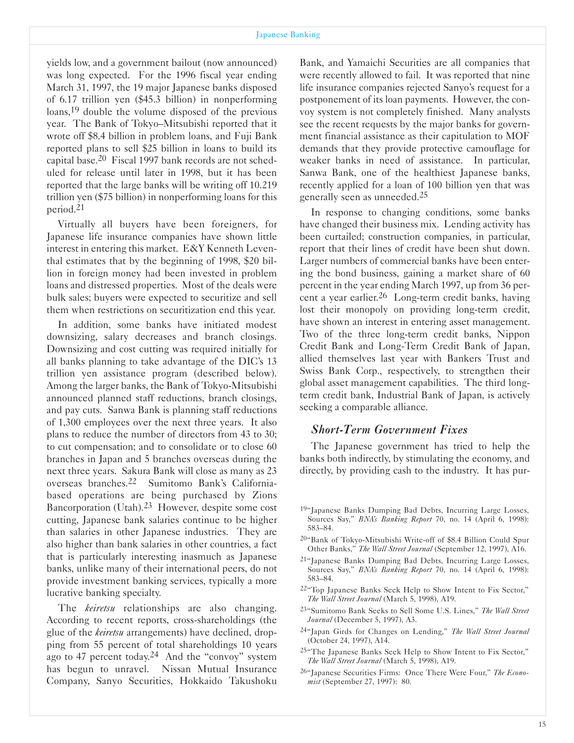yields low, and a government bailout (now announced) was long expected. For the 1996 fiscal year ending March 31, 1997, the 19 major Japanese banks disposed of 6.17 trillion yen ($45.3 billion) in nonperforming loans,[19] double the volume disposed of the previous year. The Bank of Tokyo–Mitsubishi reported that it wrote off $8.4 billion in problem loans, and Fuji Bank reported plans to sell $25 billion in loans to build its capital base.[20] Fiscal 1997 bank records are not scheduled for release until later in 1998, but it has been reported that the large banks will be writing off 10.219 trillion yen ($75 billion) in nonperforming loans for this period.[21]

Virtually all buyers have been foreigners, for Japanese life insurance companies have shown little interest in entering this market. E&Y Kenneth Leventhal estimates that by the beginning of 1998, $20 billion in foreign money had been invested in problem loans and distressed properties. Most of the deals were bulk sales; buyers were expected to securitize and sell them when restrictions on securitization end this year.

In addition, some banks have initiated modest downsizing, salary decreases and branch closings. Downsizing and cost cutting was required initially for all banks planning to take advantage of the DIC's 13 trillion yen assistance program (described below). Among the larger banks, the Bank of Tokyo-Mitsubishi announced planned staff reductions, branch closings, and pay cuts. Sanwa Bank is planning staff reductions of 1,300 employees over the next three years. It also plans to reduce the number of directors from 43 to 30; to cut compensation; and to consolidate or to close 60 branches in Japan and 5 branches overseas during the next three years. Sakura Bank will close as many as 23 overseas branches.[22] Sumitomo Bank's California-based operations are being purchased by Zions Bancorporation (Utah).[23] However, despite some cost cutting, Japanese bank salaries continue to be higher than salaries in other Japanese industries. They are also higher than bank salaries in other countries, a fact that is particularly interesting inasmuch as Japanese banks, unlike many of their international peers, do not provide investment banking services, typically a more lucrative banking specialty.

The *keiretsu* relationships are also changing. According to recent reports, cross-shareholdings (the glue of the *keiretsu* arrangements) have declined, dropping from 55 percent of total shareholdings 10 years ago to 47 percent today.[24] And the "convoy" system has begun to unravel. Nissan Mutual Insurance Company, Sanyo Securities, Hokkaido Takushoku Bank, and Yamaichi Securities are all companies that were recently allowed to fail. It was reported that nine life insurance companies rejected Sanyo's request for a postponement of its loan payments. However, the convoy system is not completely finished. Many analysts see the recent requests by the major banks for government financial assistance as their capitulation to MOF demands that they provide protective camouflage for weaker banks in need of assistance. In particular, Sanwa Bank, one of the healthiest Japanese banks, recently applied for a loan of 100 billion yen that was generally seen as unneeded.[25]

In response to changing conditions, some banks have changed their business mix. Lending activity has been curtailed; construction companies, in particular, report that their lines of credit have been shut down. Larger numbers of commercial banks have been entering the bond business, gaining a market share of 60 percent in the year ending March 1997, up from 36 percent a year earlier.[26] Long-term credit banks, having lost their monopoly on providing long-term credit, have shown an interest in entering asset management. Two of the three long-term credit banks, Nippon Credit Bank and Long-Term Credit Bank of Japan, allied themselves last year with Bankers Trust and Swiss Bank Corp., respectively, to strengthen their global asset management capabilities. The third long-term credit bank, Industrial Bank of Japan, is actively seeking a comparable alliance.

### *Short-Term Government Fixes*

The Japanese government has tried to help the banks both indirectly, by stimulating the economy, and directly, by providing cash to the industry. It has pur-

---

[19] "Japanese Banks Dumping Bad Debts, Incurring Large Losses, Sources Say," *BNA's Banking Report* 70, no. 14 (April 6, 1998): 583–84.

[20] "Bank of Tokyo-Mitsubishi Write-off of $8.4 Billion Could Spur Other Banks," *The Wall Street Journal* (September 12, 1997), A16.

[21] "Japanese Banks Dumping Bad Debts, Incurring Large Losses, Sources Say," *BNA's Banking Report* 70, no. 14 (April 6, 1998): 583–84.

[22] "Top Japanese Banks Seek Help to Show Intent to Fix Sector," *The Wall Street Journal* (March 5, 1998), A19.

[23] "Sumitomo Bank Seeks to Sell Some U.S. Lines," *The Wall Street Journal* (December 5, 1997), A3.

[24] "Japan Girds for Changes on Lending," *The Wall Street Journal* (October 24, 1997), A14.

[25] "The Japanese Banks Seek Help to Show Intent to Fix Sector," *The Wall Street Journal* (March 5, 1998), A19.

[26] "Japanese Securities Firms: Once There Were Four," *The Economist* (September 27, 1997): 80.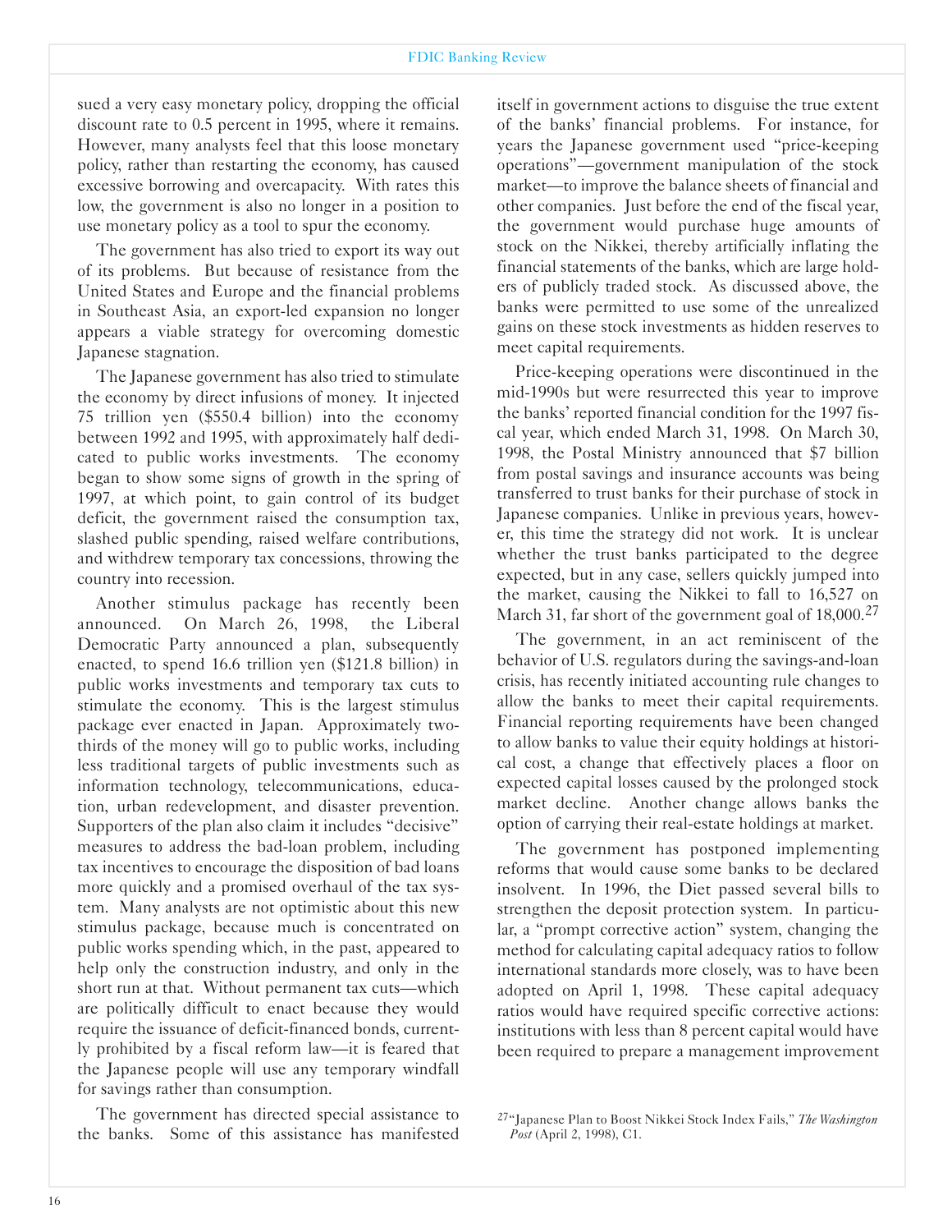sued a very easy monetary policy, dropping the official discount rate to 0.5 percent in 1995, where it remains. However, many analysts feel that this loose monetary policy, rather than restarting the economy, has caused excessive borrowing and overcapacity. With rates this low, the government is also no longer in a position to use monetary policy as a tool to spur the economy.

The government has also tried to export its way out of its problems. But because of resistance from the United States and Europe and the financial problems in Southeast Asia, an export-led expansion no longer appears a viable strategy for overcoming domestic Japanese stagnation.

The Japanese government has also tried to stimulate the economy by direct infusions of money. It injected 75 trillion yen ($550.4 billion) into the economy between 1992 and 1995, with approximately half dedicated to public works investments. The economy began to show some signs of growth in the spring of 1997, at which point, to gain control of its budget deficit, the government raised the consumption tax, slashed public spending, raised welfare contributions, and withdrew temporary tax concessions, throwing the country into recession.

Another stimulus package has recently been announced. On March 26, 1998, the Liberal Democratic Party announced a plan, subsequently enacted, to spend 16.6 trillion yen ($121.8 billion) in public works investments and temporary tax cuts to stimulate the economy. This is the largest stimulus package ever enacted in Japan. Approximately two-thirds of the money will go to public works, including less traditional targets of public investments such as information technology, telecommunications, education, urban redevelopment, and disaster prevention. Supporters of the plan also claim it includes "decisive" measures to address the bad-loan problem, including tax incentives to encourage the disposition of bad loans more quickly and a promised overhaul of the tax system. Many analysts are not optimistic about this new stimulus package, because much is concentrated on public works spending which, in the past, appeared to help only the construction industry, and only in the short run at that. Without permanent tax cuts—which are politically difficult to enact because they would require the issuance of deficit-financed bonds, currently prohibited by a fiscal reform law—it is feared that the Japanese people will use any temporary windfall for savings rather than consumption.

The government has directed special assistance to the banks. Some of this assistance has manifested itself in government actions to disguise the true extent of the banks' financial problems. For instance, for years the Japanese government used "price-keeping operations"—government manipulation of the stock market—to improve the balance sheets of financial and other companies. Just before the end of the fiscal year, the government would purchase huge amounts of stock on the Nikkei, thereby artificially inflating the financial statements of the banks, which are large holders of publicly traded stock. As discussed above, the banks were permitted to use some of the unrealized gains on these stock investments as hidden reserves to meet capital requirements.

Price-keeping operations were discontinued in the mid-1990s but were resurrected this year to improve the banks' reported financial condition for the 1997 fiscal year, which ended March 31, 1998. On March 30, 1998, the Postal Ministry announced that $7 billion from postal savings and insurance accounts was being transferred to trust banks for their purchase of stock in Japanese companies. Unlike in previous years, however, this time the strategy did not work. It is unclear whether the trust banks participated to the degree expected, but in any case, sellers quickly jumped into the market, causing the Nikkei to fall to 16,527 on March 31, far short of the government goal of 18,000.[27]

The government, in an act reminiscent of the behavior of U.S. regulators during the savings-and-loan crisis, has recently initiated accounting rule changes to allow the banks to meet their capital requirements. Financial reporting requirements have been changed to allow banks to value their equity holdings at historical cost, a change that effectively places a floor on expected capital losses caused by the prolonged stock market decline. Another change allows banks the option of carrying their real-estate holdings at market.

The government has postponed implementing reforms that would cause some banks to be declared insolvent. In 1996, the Diet passed several bills to strengthen the deposit protection system. In particular, a "prompt corrective action" system, changing the method for calculating capital adequacy ratios to follow international standards more closely, was to have been adopted on April 1, 1998. These capital adequacy ratios would have required specific corrective actions: institutions with less than 8 percent capital would have been required to prepare a management improvement

[27] "Japanese Plan to Boost Nikkei Stock Index Fails," *The Washington Post* (April 2, 1998), C1.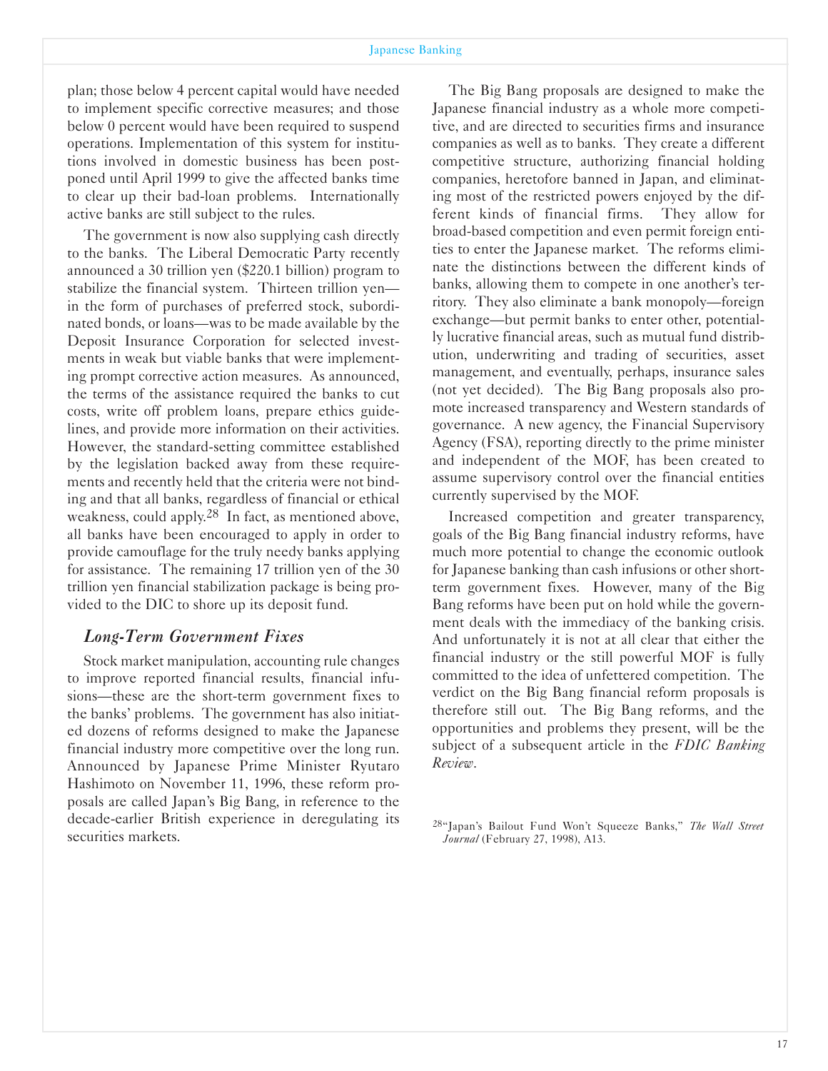plan; those below 4 percent capital would have needed to implement specific corrective measures; and those below 0 percent would have been required to suspend operations. Implementation of this system for institutions involved in domestic business has been postponed until April 1999 to give the affected banks time to clear up their bad-loan problems. Internationally active banks are still subject to the rules.

The government is now also supplying cash directly to the banks. The Liberal Democratic Party recently announced a 30 trillion yen ($220.1 billion) program to stabilize the financial system. Thirteen trillion yen—in the form of purchases of preferred stock, subordinated bonds, or loans—was to be made available by the Deposit Insurance Corporation for selected investments in weak but viable banks that were implementing prompt corrective action measures. As announced, the terms of the assistance required the banks to cut costs, write off problem loans, prepare ethics guidelines, and provide more information on their activities. However, the standard-setting committee established by the legislation backed away from these requirements and recently held that the criteria were not binding and that all banks, regardless of financial or ethical weakness, could apply.[28] In fact, as mentioned above, all banks have been encouraged to apply in order to provide camouflage for the truly needy banks applying for assistance. The remaining 17 trillion yen of the 30 trillion yen financial stabilization package is being provided to the DIC to shore up its deposit fund.

### *Long-Term Government Fixes*

Stock market manipulation, accounting rule changes to improve reported financial results, financial infusions—these are the short-term government fixes to the banks' problems. The government has also initiated dozens of reforms designed to make the Japanese financial industry more competitive over the long run. Announced by Japanese Prime Minister Ryutaro Hashimoto on November 11, 1996, these reform proposals are called Japan's Big Bang, in reference to the decade-earlier British experience in deregulating its securities markets.

The Big Bang proposals are designed to make the Japanese financial industry as a whole more competitive, and are directed to securities firms and insurance companies as well as to banks. They create a different competitive structure, authorizing financial holding companies, heretofore banned in Japan, and eliminating most of the restricted powers enjoyed by the different kinds of financial firms. They allow for broad-based competition and even permit foreign entities to enter the Japanese market. The reforms eliminate the distinctions between the different kinds of banks, allowing them to compete in one another's territory. They also eliminate a bank monopoly—foreign exchange—but permit banks to enter other, potentially lucrative financial areas, such as mutual fund distribution, underwriting and trading of securities, asset management, and eventually, perhaps, insurance sales (not yet decided). The Big Bang proposals also promote increased transparency and Western standards of governance. A new agency, the Financial Supervisory Agency (FSA), reporting directly to the prime minister and independent of the MOF, has been created to assume supervisory control over the financial entities currently supervised by the MOF.

Increased competition and greater transparency, goals of the Big Bang financial industry reforms, have much more potential to change the economic outlook for Japanese banking than cash infusions or other short-term government fixes. However, many of the Big Bang reforms have been put on hold while the government deals with the immediacy of the banking crisis. And unfortunately it is not at all clear that either the financial industry or the still powerful MOF is fully committed to the idea of unfettered competition. The verdict on the Big Bang financial reform proposals is therefore still out. The Big Bang reforms, and the opportunities and problems they present, will be the subject of a subsequent article in the *FDIC Banking Review*.

[28] "Japan's Bailout Fund Won't Squeeze Banks," *The Wall Street Journal* (February 27, 1998), A13.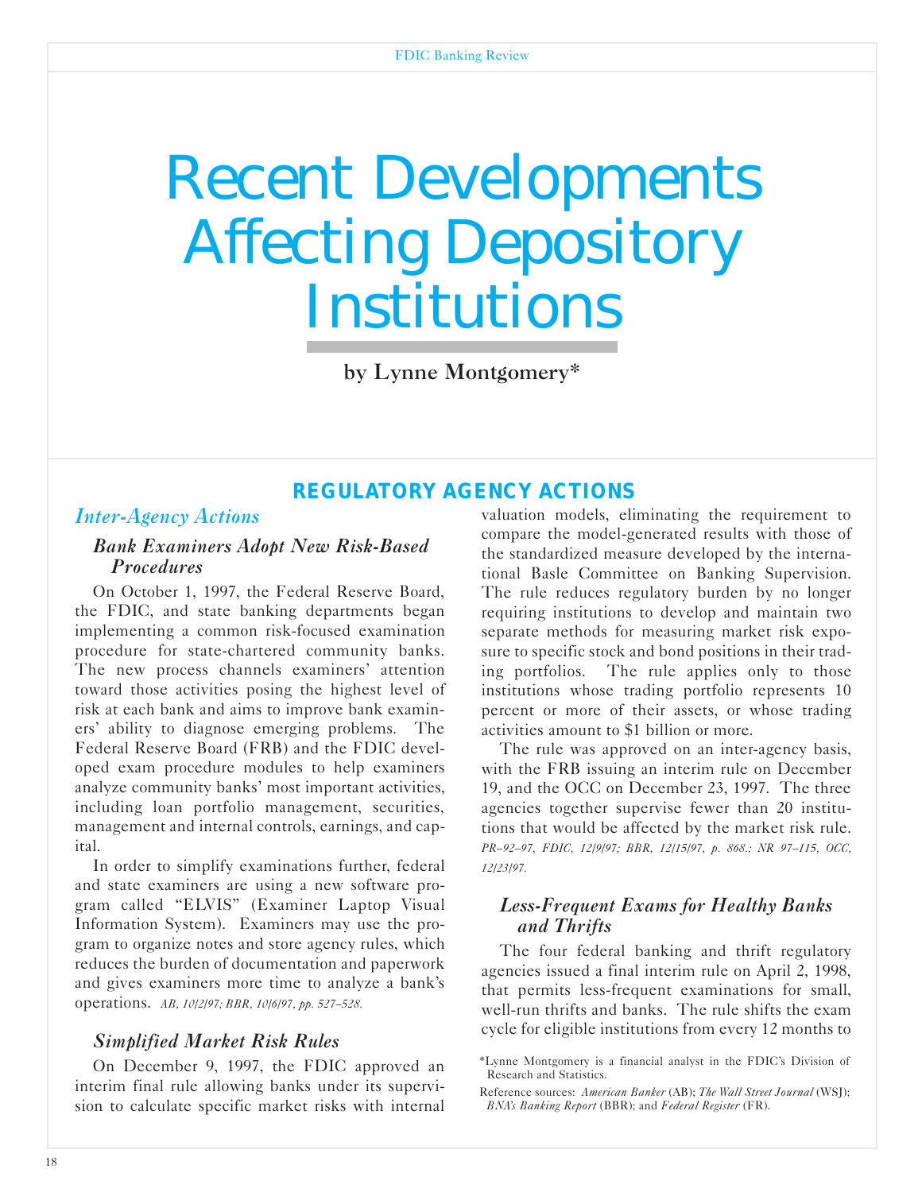# Recent Developments Affecting Depository Institutions

**by Lynne Montgomery***

## REGULATORY AGENCY ACTIONS

### *Inter-Agency Actions*

#### *Bank Examiners Adopt New Risk-Based Procedures*

On October 1, 1997, the Federal Reserve Board, the FDIC, and state banking departments began implementing a common risk-focused examination procedure for state-chartered community banks. The new process channels examiners' attention toward those activities posing the highest level of risk at each bank and aims to improve bank examiners' ability to diagnose emerging problems. The Federal Reserve Board (FRB) and the FDIC developed exam procedure modules to help examiners analyze community banks' most important activities, including loan portfolio management, securities, management and internal controls, earnings, and capital.

In order to simplify examinations further, federal and state examiners are using a new software program called "ELVIS" (Examiner Laptop Visual Information System). Examiners may use the program to organize notes and store agency rules, which reduces the burden of documentation and paperwork and gives examiners more time to analyze a bank's operations. *AB, 10/2/97; BBR, 10/6/97, pp. 527–528.*

#### *Simplified Market Risk Rules*

On December 9, 1997, the FDIC approved an interim final rule allowing banks under its supervision to calculate specific market risks with internal valuation models, eliminating the requirement to compare the model-generated results with those of the standardized measure developed by the international Basle Committee on Banking Supervision. The rule reduces regulatory burden by no longer requiring institutions to develop and maintain two separate methods for measuring market risk exposure to specific stock and bond positions in their trading portfolios. The rule applies only to those institutions whose trading portfolio represents 10 percent or more of their assets, or whose trading activities amount to $1 billion or more.

The rule was approved on an inter-agency basis, with the FRB issuing an interim rule on December 19, and the OCC on December 23, 1997. The three agencies together supervise fewer than 20 institutions that would be affected by the market risk rule. *PR–92–97, FDIC, 12/9/97; BBR, 12/15/97, p. 868.; NR 97–115, OCC, 12/23/97.*

#### *Less-Frequent Exams for Healthy Banks and Thrifts*

The four federal banking and thrift regulatory agencies issued a final interim rule on April 2, 1998, that permits less-frequent examinations for small, well-run thrifts and banks. The rule shifts the exam cycle for eligible institutions from every 12 months to

*Lynne Montgomery is a financial analyst in the FDIC's Division of Research and Statistics.

Reference sources: *American Banker* (AB); *The Wall Street Journal* (WSJ); *BNA's Banking Report* (BBR); and *Federal Register* (FR).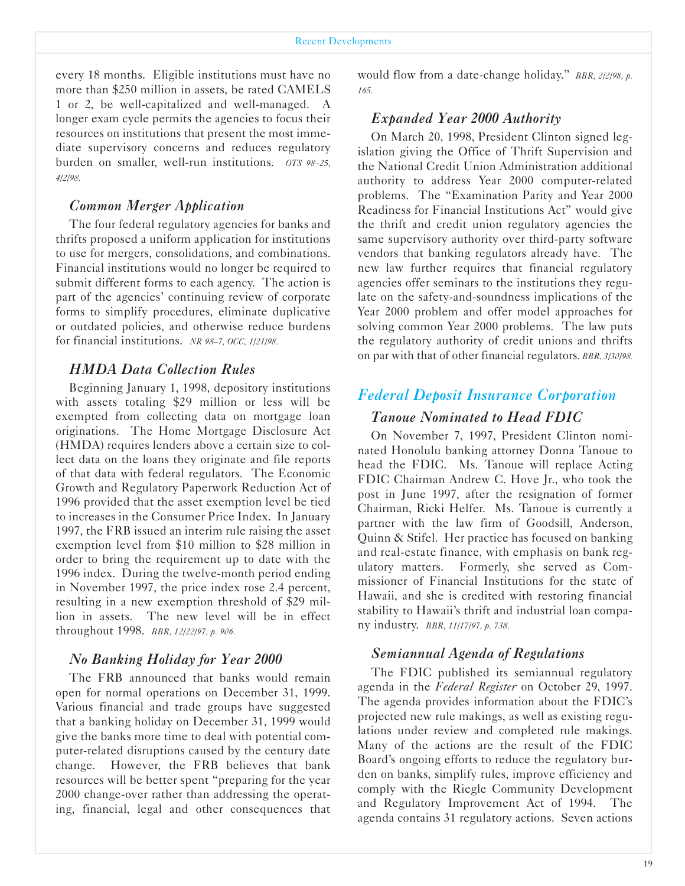every 18 months. Eligible institutions must have no more than $250 million in assets, be rated CAMELS 1 or 2, be well-capitalized and well-managed. A longer exam cycle permits the agencies to focus their resources on institutions that present the most immediate supervisory concerns and reduces regulatory burden on smaller, well-run institutions. *OTS 98–25, 4/2/98.*

### *Common Merger Application*

The four federal regulatory agencies for banks and thrifts proposed a uniform application for institutions to use for mergers, consolidations, and combinations. Financial institutions would no longer be required to submit different forms to each agency. The action is part of the agencies' continuing review of corporate forms to simplify procedures, eliminate duplicative or outdated policies, and otherwise reduce burdens for financial institutions. *NR 98–7, OCC, 1/21/98.*

### *HMDA Data Collection Rules*

Beginning January 1, 1998, depository institutions with assets totaling $29 million or less will be exempted from collecting data on mortgage loan originations. The Home Mortgage Disclosure Act (HMDA) requires lenders above a certain size to collect data on the loans they originate and file reports of that data with federal regulators. The Economic Growth and Regulatory Paperwork Reduction Act of 1996 provided that the asset exemption level be tied to increases in the Consumer Price Index. In January 1997, the FRB issued an interim rule raising the asset exemption level from $10 million to $28 million in order to bring the requirement up to date with the 1996 index. During the twelve-month period ending in November 1997, the price index rose 2.4 percent, resulting in a new exemption threshold of $29 million in assets. The new level will be in effect throughout 1998. *BBR, 12/22/97, p. 906.*

### *No Banking Holiday for Year 2000*

The FRB announced that banks would remain open for normal operations on December 31, 1999. Various financial and trade groups have suggested that a banking holiday on December 31, 1999 would give the banks more time to deal with potential computer-related disruptions caused by the century date change. However, the FRB believes that bank resources will be better spent "preparing for the year 2000 change-over rather than addressing the operating, financial, legal and other consequences that would flow from a date-change holiday." *BBR, 2/2/98, p. 165.*

### *Expanded Year 2000 Authority*

On March 20, 1998, President Clinton signed legislation giving the Office of Thrift Supervision and the National Credit Union Administration additional authority to address Year 2000 computer-related problems. The "Examination Parity and Year 2000 Readiness for Financial Institutions Act" would give the thrift and credit union regulatory agencies the same supervisory authority over third-party software vendors that banking regulators already have. The new law further requires that financial regulatory agencies offer seminars to the institutions they regulate on the safety-and-soundness implications of the Year 2000 problem and offer model approaches for solving common Year 2000 problems. The law puts the regulatory authority of credit unions and thrifts on par with that of other financial regulators. *BBR, 3/30/98.*

## *Federal Deposit Insurance Corporation*

### *Tanoue Nominated to Head FDIC*

On November 7, 1997, President Clinton nominated Honolulu banking attorney Donna Tanoue to head the FDIC. Ms. Tanoue will replace Acting FDIC Chairman Andrew C. Hove Jr., who took the post in June 1997, after the resignation of former Chairman, Ricki Helfer. Ms. Tanoue is currently a partner with the law firm of Goodsill, Anderson, Quinn & Stifel. Her practice has focused on banking and real-estate finance, with emphasis on bank regulatory matters. Formerly, she served as Commissioner of Financial Institutions for the state of Hawaii, and she is credited with restoring financial stability to Hawaii's thrift and industrial loan company industry. *BBR, 11/17/97, p. 738.*

### *Semiannual Agenda of Regulations*

The FDIC published its semiannual regulatory agenda in the *Federal Register* on October 29, 1997. The agenda provides information about the FDIC's projected new rule makings, as well as existing regulations under review and completed rule makings. Many of the actions are the result of the FDIC Board's ongoing efforts to reduce the regulatory burden on banks, simplify rules, improve efficiency and comply with the Riegle Community Development and Regulatory Improvement Act of 1994. The agenda contains 31 regulatory actions. Seven actions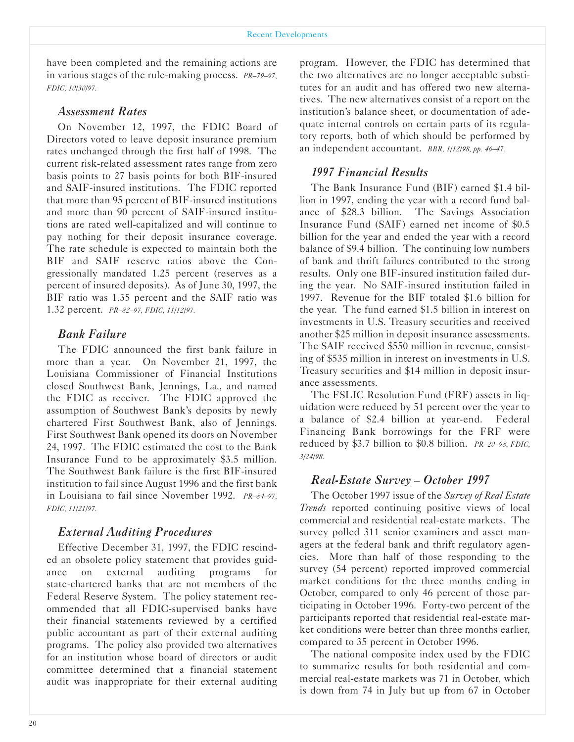have been completed and the remaining actions are in various stages of the rule-making process. *PR–79–97, FDIC, 10/30/97.*

### *Assessment Rates*

On November 12, 1997, the FDIC Board of Directors voted to leave deposit insurance premium rates unchanged through the first half of 1998. The current risk-related assessment rates range from zero basis points to 27 basis points for both BIF-insured and SAIF-insured institutions. The FDIC reported that more than 95 percent of BIF-insured institutions and more than 90 percent of SAIF-insured institutions are rated well-capitalized and will continue to pay nothing for their deposit insurance coverage. The rate schedule is expected to maintain both the BIF and SAIF reserve ratios above the Congressionally mandated 1.25 percent (reserves as a percent of insured deposits). As of June 30, 1997, the BIF ratio was 1.35 percent and the SAIF ratio was 1.32 percent. *PR–82–97, FDIC, 11/12/97.*

### *Bank Failure*

The FDIC announced the first bank failure in more than a year. On November 21, 1997, the Louisiana Commissioner of Financial Institutions closed Southwest Bank, Jennings, La., and named the FDIC as receiver. The FDIC approved the assumption of Southwest Bank's deposits by newly chartered First Southwest Bank, also of Jennings. First Southwest Bank opened its doors on November 24, 1997. The FDIC estimated the cost to the Bank Insurance Fund to be approximately $3.5 million. The Southwest Bank failure is the first BIF-insured institution to fail since August 1996 and the first bank in Louisiana to fail since November 1992. *PR–84–97, FDIC, 11/21/97.*

### *External Auditing Procedures*

Effective December 31, 1997, the FDIC rescinded an obsolete policy statement that provides guidance on external auditing programs for state-chartered banks that are not members of the Federal Reserve System. The policy statement recommended that all FDIC-supervised banks have their financial statements reviewed by a certified public accountant as part of their external auditing programs. The policy also provided two alternatives for an institution whose board of directors or audit committee determined that a financial statement audit was inappropriate for their external auditing program. However, the FDIC has determined that the two alternatives are no longer acceptable substitutes for an audit and has offered two new alternatives. The new alternatives consist of a report on the institution's balance sheet, or documentation of adequate internal controls on certain parts of its regulatory reports, both of which should be performed by an independent accountant. *BBR, 1/12/98, pp. 46–47.*

### *1997 Financial Results*

The Bank Insurance Fund (BIF) earned $1.4 billion in 1997, ending the year with a record fund balance of $28.3 billion. The Savings Association Insurance Fund (SAIF) earned net income of $0.5 billion for the year and ended the year with a record balance of $9.4 billion. The continuing low numbers of bank and thrift failures contributed to the strong results. Only one BIF-insured institution failed during the year. No SAIF-insured institution failed in 1997. Revenue for the BIF totaled $1.6 billion for the year. The fund earned $1.5 billion in interest on investments in U.S. Treasury securities and received another $25 million in deposit insurance assessments. The SAIF received $550 million in revenue, consisting of $535 million in interest on investments in U.S. Treasury securities and $14 million in deposit insurance assessments.

The FSLIC Resolution Fund (FRF) assets in liquidation were reduced by 51 percent over the year to a balance of $2.4 billion at year-end. Federal Financing Bank borrowings for the FRF were reduced by $3.7 billion to $0.8 billion. *PR–20–98, FDIC, 3/24/98.*

### *Real-Estate Survey – October 1997*

The October 1997 issue of the *Survey of Real Estate Trends* reported continuing positive views of local commercial and residential real-estate markets. The survey polled 311 senior examiners and asset managers at the federal bank and thrift regulatory agencies. More than half of those responding to the survey (54 percent) reported improved commercial market conditions for the three months ending in October, compared to only 46 percent of those participating in October 1996. Forty-two percent of the participants reported that residential real-estate market conditions were better than three months earlier, compared to 35 percent in October 1996.

The national composite index used by the FDIC to summarize results for both residential and commercial real-estate markets was 71 in October, which is down from 74 in July but up from 67 in October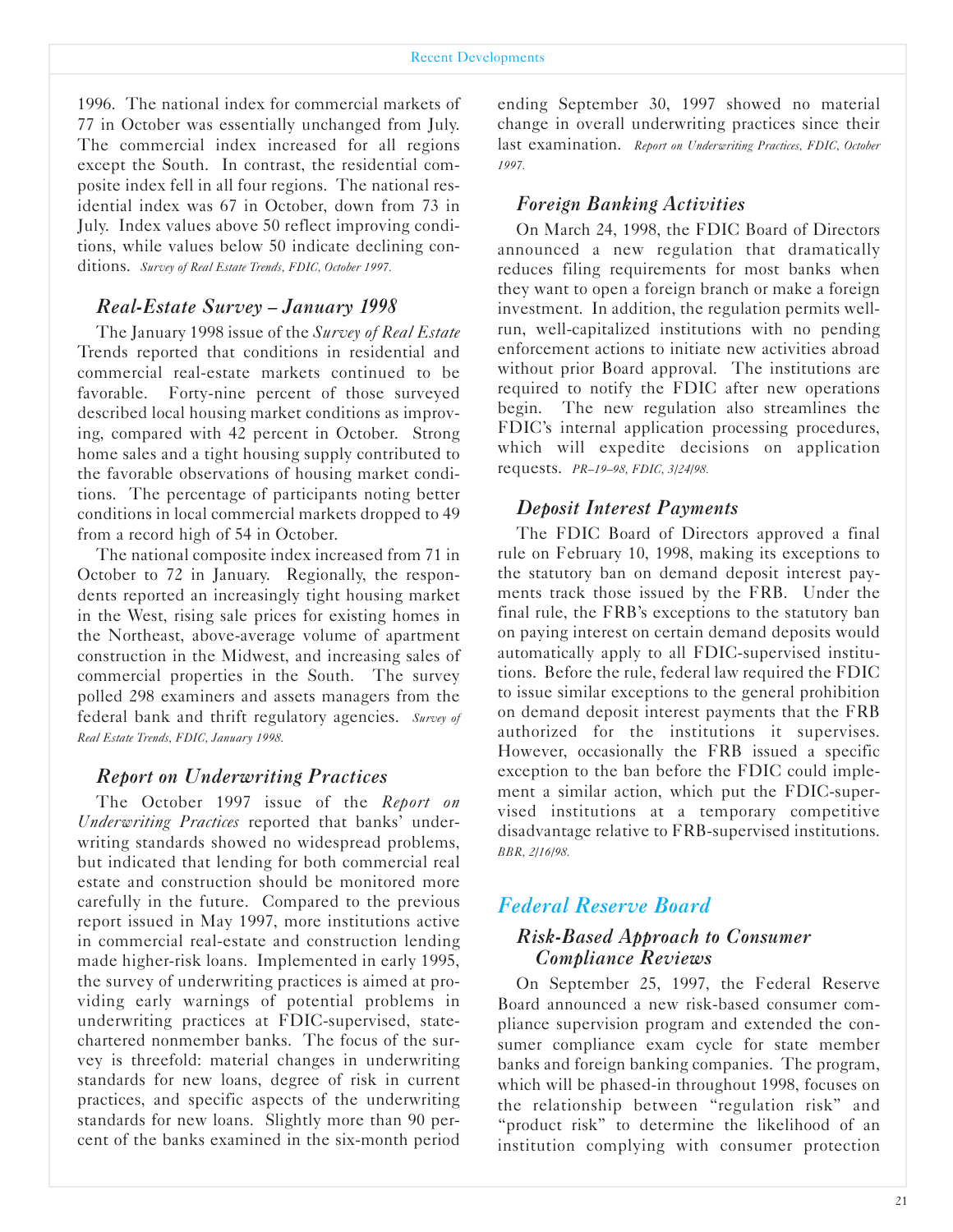1996. The national index for commercial markets of 77 in October was essentially unchanged from July. The commercial index increased for all regions except the South. In contrast, the residential composite index fell in all four regions. The national residential index was 67 in October, down from 73 in July. Index values above 50 reflect improving conditions, while values below 50 indicate declining conditions. *Survey of Real Estate Trends, FDIC, October 1997.*

### *Real-Estate Survey – January 1998*

The January 1998 issue of the *Survey of Real Estate* Trends reported that conditions in residential and commercial real-estate markets continued to be favorable. Forty-nine percent of those surveyed described local housing market conditions as improving, compared with 42 percent in October. Strong home sales and a tight housing supply contributed to the favorable observations of housing market conditions. The percentage of participants noting better conditions in local commercial markets dropped to 49 from a record high of 54 in October.

The national composite index increased from 71 in October to 72 in January. Regionally, the respondents reported an increasingly tight housing market in the West, rising sale prices for existing homes in the Northeast, above-average volume of apartment construction in the Midwest, and increasing sales of commercial properties in the South. The survey polled 298 examiners and assets managers from the federal bank and thrift regulatory agencies. *Survey of Real Estate Trends, FDIC, January 1998.*

### *Report on Underwriting Practices*

The October 1997 issue of the *Report on Underwriting Practices* reported that banks' underwriting standards showed no widespread problems, but indicated that lending for both commercial real estate and construction should be monitored more carefully in the future. Compared to the previous report issued in May 1997, more institutions active in commercial real-estate and construction lending made higher-risk loans. Implemented in early 1995, the survey of underwriting practices is aimed at providing early warnings of potential problems in underwriting practices at FDIC-supervised, state-chartered nonmember banks. The focus of the survey is threefold: material changes in underwriting standards for new loans, degree of risk in current practices, and specific aspects of the underwriting standards for new loans. Slightly more than 90 percent of the banks examined in the six-month period ending September 30, 1997 showed no material change in overall underwriting practices since their last examination. *Report on Underwriting Practices, FDIC, October 1997.*

### *Foreign Banking Activities*

On March 24, 1998, the FDIC Board of Directors announced a new regulation that dramatically reduces filing requirements for most banks when they want to open a foreign branch or make a foreign investment. In addition, the regulation permits well-run, well-capitalized institutions with no pending enforcement actions to initiate new activities abroad without prior Board approval. The institutions are required to notify the FDIC after new operations begin. The new regulation also streamlines the FDIC's internal application processing procedures, which will expedite decisions on application requests. *PR–19–98, FDIC, 3/24/98.*

### *Deposit Interest Payments*

The FDIC Board of Directors approved a final rule on February 10, 1998, making its exceptions to the statutory ban on demand deposit interest payments track those issued by the FRB. Under the final rule, the FRB's exceptions to the statutory ban on paying interest on certain demand deposits would automatically apply to all FDIC-supervised institutions. Before the rule, federal law required the FDIC to issue similar exceptions to the general prohibition on demand deposit interest payments that the FRB authorized for the institutions it supervises. However, occasionally the FRB issued a specific exception to the ban before the FDIC could implement a similar action, which put the FDIC-supervised institutions at a temporary competitive disadvantage relative to FRB-supervised institutions. *BBR, 2/16/98.*

## *Federal Reserve Board*

### *Risk-Based Approach to Consumer Compliance Reviews*

On September 25, 1997, the Federal Reserve Board announced a new risk-based consumer compliance supervision program and extended the consumer compliance exam cycle for state member banks and foreign banking companies. The program, which will be phased-in throughout 1998, focuses on the relationship between "regulation risk" and "product risk" to determine the likelihood of an institution complying with consumer protection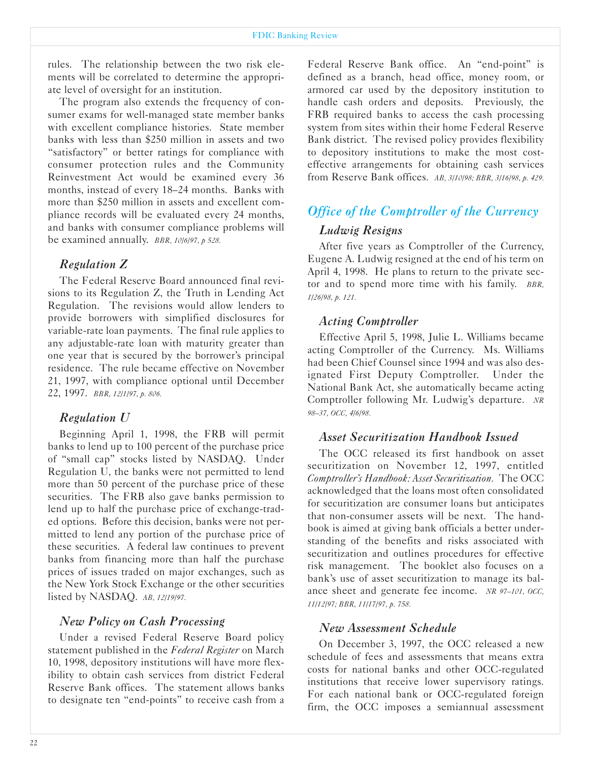rules. The relationship between the two risk elements will be correlated to determine the appropriate level of oversight for an institution.

The program also extends the frequency of consumer exams for well-managed state member banks with excellent compliance histories. State member banks with less than $250 million in assets and two "satisfactory" or better ratings for compliance with consumer protection rules and the Community Reinvestment Act would be examined every 36 months, instead of every 18–24 months. Banks with more than $250 million in assets and excellent compliance records will be evaluated every 24 months, and banks with consumer compliance problems will be examined annually. *BBR, 10/6/97, p 528.*

### *Regulation Z*

The Federal Reserve Board announced final revisions to its Regulation Z, the Truth in Lending Act Regulation. The revisions would allow lenders to provide borrowers with simplified disclosures for variable-rate loan payments. The final rule applies to any adjustable-rate loan with maturity greater than one year that is secured by the borrower's principal residence. The rule became effective on November 21, 1997, with compliance optional until December 22, 1997. *BBR, 12/1/97, p. 806.*

### *Regulation U*

Beginning April 1, 1998, the FRB will permit banks to lend up to 100 percent of the purchase price of "small cap" stocks listed by NASDAQ. Under Regulation U, the banks were not permitted to lend more than 50 percent of the purchase price of these securities. The FRB also gave banks permission to lend up to half the purchase price of exchange-traded options. Before this decision, banks were not permitted to lend any portion of the purchase price of these securities. A federal law continues to prevent banks from financing more than half the purchase prices of issues traded on major exchanges, such as the New York Stock Exchange or the other securities listed by NASDAQ. *AB, 12/19/97.*

### *New Policy on Cash Processing*

Under a revised Federal Reserve Board policy statement published in the *Federal Register* on March 10, 1998, depository institutions will have more flexibility to obtain cash services from district Federal Reserve Bank offices. The statement allows banks to designate ten "end-points" to receive cash from a Federal Reserve Bank office. An "end-point" is defined as a branch, head office, money room, or armored car used by the depository institution to handle cash orders and deposits. Previously, the FRB required banks to access the cash processing system from sites within their home Federal Reserve Bank district. The revised policy provides flexibility to depository institutions to make the most cost-effective arrangements for obtaining cash services from Reserve Bank offices. *AB, 3/10/98; BBR, 3/16/98, p. 429.*

## *Office of the Comptroller of the Currency*

### *Ludwig Resigns*

After five years as Comptroller of the Currency, Eugene A. Ludwig resigned at the end of his term on April 4, 1998. He plans to return to the private sector and to spend more time with his family. *BBR, 1/26/98, p. 121.*

### *Acting Comptroller*

Effective April 5, 1998, Julie L. Williams became acting Comptroller of the Currency. Ms. Williams had been Chief Counsel since 1994 and was also designated First Deputy Comptroller. Under the National Bank Act, she automatically became acting Comptroller following Mr. Ludwig's departure. *NR 98–37, OCC, 4/6/98.*

### *Asset Securitization Handbook Issued*

The OCC released its first handbook on asset securitization on November 12, 1997, entitled *Comptroller's Handbook: Asset Securitization.* The OCC acknowledged that the loans most often consolidated for securitization are consumer loans but anticipates that non-consumer assets will be next. The handbook is aimed at giving bank officials a better understanding of the benefits and risks associated with securitization and outlines procedures for effective risk management. The booklet also focuses on a bank's use of asset securitization to manage its balance sheet and generate fee income. *NR 97–101, OCC, 11/12/97; BBR, 11/17/97, p. 758.*

### *New Assessment Schedule*

On December 3, 1997, the OCC released a new schedule of fees and assessments that means extra costs for national banks and other OCC-regulated institutions that receive lower supervisory ratings. For each national bank or OCC-regulated foreign firm, the OCC imposes a semiannual assessment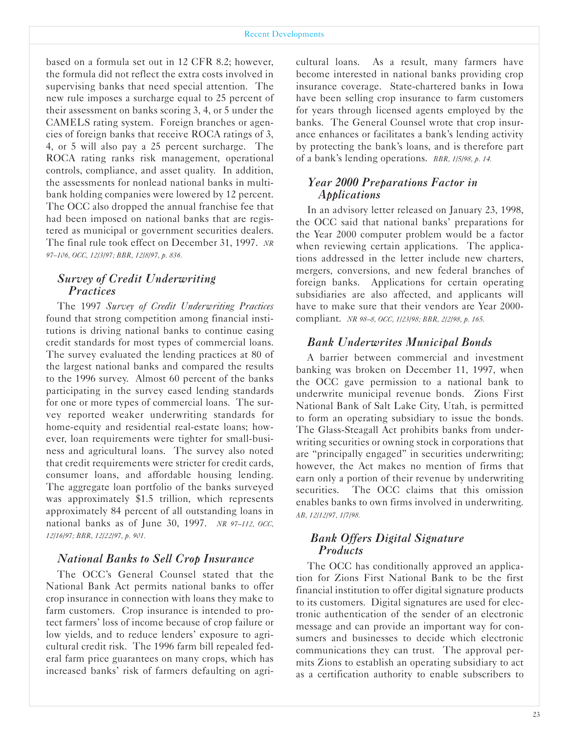based on a formula set out in 12 CFR 8.2; however, the formula did not reflect the extra costs involved in supervising banks that need special attention. The new rule imposes a surcharge equal to 25 percent of their assessment on banks scoring 3, 4, or 5 under the CAMELS rating system. Foreign branches or agencies of foreign banks that receive ROCA ratings of 3, 4, or 5 will also pay a 25 percent surcharge. The ROCA rating ranks risk management, operational controls, compliance, and asset quality. In addition, the assessments for nonlead national banks in multibank holding companies were lowered by 12 percent. The OCC also dropped the annual franchise fee that had been imposed on national banks that are registered as municipal or government securities dealers. The final rule took effect on December 31, 1997. *NR 97–106, OCC, 12/3/97; BBR, 12/8/97, p. 836.*

### *Survey of Credit Underwriting Practices*

The 1997 *Survey of Credit Underwriting Practices* found that strong competition among financial institutions is driving national banks to continue easing credit standards for most types of commercial loans. The survey evaluated the lending practices at 80 of the largest national banks and compared the results to the 1996 survey. Almost 60 percent of the banks participating in the survey eased lending standards for one or more types of commercial loans. The survey reported weaker underwriting standards for home-equity and residential real-estate loans; however, loan requirements were tighter for small-business and agricultural loans. The survey also noted that credit requirements were stricter for credit cards, consumer loans, and affordable housing lending. The aggregate loan portfolio of the banks surveyed was approximately $1.5 trillion, which represents approximately 84 percent of all outstanding loans in national banks as of June 30, 1997. *NR 97–112, OCC, 12/16/97; BBR, 12/22/97, p. 901.*

### *National Banks to Sell Crop Insurance*

The OCC's General Counsel stated that the National Bank Act permits national banks to offer crop insurance in connection with loans they make to farm customers. Crop insurance is intended to protect farmers' loss of income because of crop failure or low yields, and to reduce lenders' exposure to agricultural credit risk. The 1996 farm bill repealed federal farm price guarantees on many crops, which has increased banks' risk of farmers defaulting on agricultural loans. As a result, many farmers have become interested in national banks providing crop insurance coverage. State-chartered banks in Iowa have been selling crop insurance to farm customers for years through licensed agents employed by the banks. The General Counsel wrote that crop insurance enhances or facilitates a bank's lending activity by protecting the bank's loans, and is therefore part of a bank's lending operations. *BBR, 1/5/98, p. 14.*

### *Year 2000 Preparations Factor in Applications*

In an advisory letter released on January 23, 1998, the OCC said that national banks' preparations for the Year 2000 computer problem would be a factor when reviewing certain applications. The applications addressed in the letter include new charters, mergers, conversions, and new federal branches of foreign banks. Applications for certain operating subsidiaries are also affected, and applicants will have to make sure that their vendors are Year 2000-compliant. *NR 98–8, OCC, 1/23/98; BBR, 2/2/98, p. 165.*

### *Bank Underwrites Municipal Bonds*

A barrier between commercial and investment banking was broken on December 11, 1997, when the OCC gave permission to a national bank to underwrite municipal revenue bonds. Zions First National Bank of Salt Lake City, Utah, is permitted to form an operating subsidiary to issue the bonds. The Glass-Steagall Act prohibits banks from underwriting securities or owning stock in corporations that are "principally engaged" in securities underwriting; however, the Act makes no mention of firms that earn only a portion of their revenue by underwriting securities. The OCC claims that this omission enables banks to own firms involved in underwriting. *AB, 12/12/97, 1/7/98.*

### *Bank Offers Digital Signature Products*

The OCC has conditionally approved an application for Zions First National Bank to be the first financial institution to offer digital signature products to its customers. Digital signatures are used for electronic authentication of the sender of an electronic message and can provide an important way for consumers and businesses to decide which electronic communications they can trust. The approval permits Zions to establish an operating subsidiary to act as a certification authority to enable subscribers to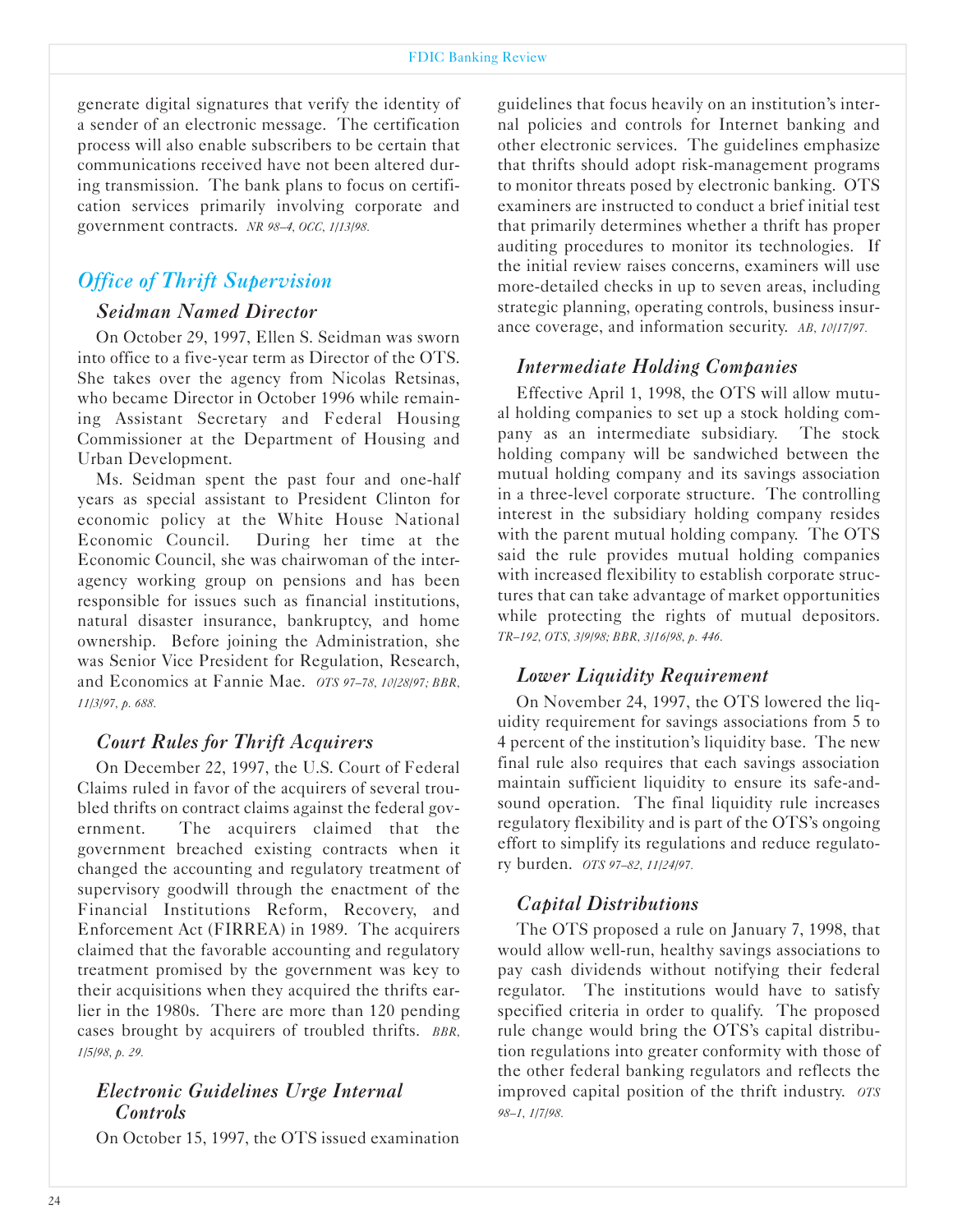generate digital signatures that verify the identity of a sender of an electronic message. The certification process will also enable subscribers to be certain that communications received have not been altered during transmission. The bank plans to focus on certification services primarily involving corporate and government contracts. *NR 98–4, OCC, 1/13/98.*

## *Office of Thrift Supervision*

### *Seidman Named Director*

On October 29, 1997, Ellen S. Seidman was sworn into office to a five-year term as Director of the OTS. She takes over the agency from Nicolas Retsinas, who became Director in October 1996 while remaining Assistant Secretary and Federal Housing Commissioner at the Department of Housing and Urban Development.

Ms. Seidman spent the past four and one-half years as special assistant to President Clinton for economic policy at the White House National Economic Council. During her time at the Economic Council, she was chairwoman of the interagency working group on pensions and has been responsible for issues such as financial institutions, natural disaster insurance, bankruptcy, and home ownership. Before joining the Administration, she was Senior Vice President for Regulation, Research, and Economics at Fannie Mae. *OTS 97–78, 10/28/97; BBR, 11/3/97, p. 688.*

### *Court Rules for Thrift Acquirers*

On December 22, 1997, the U.S. Court of Federal Claims ruled in favor of the acquirers of several troubled thrifts on contract claims against the federal government. The acquirers claimed that the government breached existing contracts when it changed the accounting and regulatory treatment of supervisory goodwill through the enactment of the Financial Institutions Reform, Recovery, and Enforcement Act (FIRREA) in 1989. The acquirers claimed that the favorable accounting and regulatory treatment promised by the government was key to their acquisitions when they acquired the thrifts earlier in the 1980s. There are more than 120 pending cases brought by acquirers of troubled thrifts. *BBR, 1/5/98, p. 29.*

### *Electronic Guidelines Urge Internal Controls*

On October 15, 1997, the OTS issued examination guidelines that focus heavily on an institution's internal policies and controls for Internet banking and other electronic services. The guidelines emphasize that thrifts should adopt risk-management programs to monitor threats posed by electronic banking. OTS examiners are instructed to conduct a brief initial test that primarily determines whether a thrift has proper auditing procedures to monitor its technologies. If the initial review raises concerns, examiners will use more-detailed checks in up to seven areas, including strategic planning, operating controls, business insurance coverage, and information security. *AB, 10/17/97.*

### *Intermediate Holding Companies*

Effective April 1, 1998, the OTS will allow mutual holding companies to set up a stock holding company as an intermediate subsidiary. The stock holding company will be sandwiched between the mutual holding company and its savings association in a three-level corporate structure. The controlling interest in the subsidiary holding company resides with the parent mutual holding company. The OTS said the rule provides mutual holding companies with increased flexibility to establish corporate structures that can take advantage of market opportunities while protecting the rights of mutual depositors. *TR–192, OTS, 3/9/98; BBR, 3/16/98, p. 446.*

### *Lower Liquidity Requirement*

On November 24, 1997, the OTS lowered the liquidity requirement for savings associations from 5 to 4 percent of the institution's liquidity base. The new final rule also requires that each savings association maintain sufficient liquidity to ensure its safe-and-sound operation. The final liquidity rule increases regulatory flexibility and is part of the OTS's ongoing effort to simplify its regulations and reduce regulatory burden. *OTS 97–82, 11/24/97.*

### *Capital Distributions*

The OTS proposed a rule on January 7, 1998, that would allow well-run, healthy savings associations to pay cash dividends without notifying their federal regulator. The institutions would have to satisfy specified criteria in order to qualify. The proposed rule change would bring the OTS's capital distribution regulations into greater conformity with those of the other federal banking regulators and reflects the improved capital position of the thrift industry. *OTS 98–1, 1/7/98.*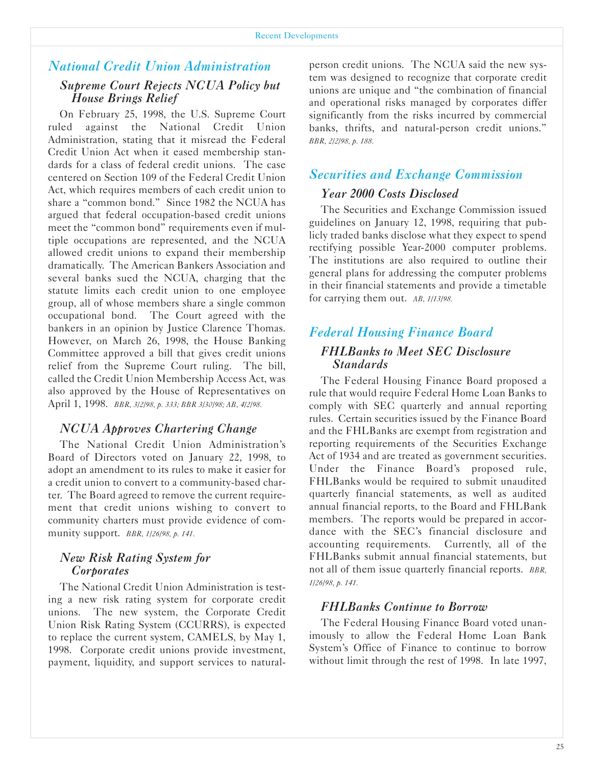## *National Credit Union Administration*

### *Supreme Court Rejects NCUA Policy but House Brings Relief*

On February 25, 1998, the U.S. Supreme Court ruled against the National Credit Union Administration, stating that it misread the Federal Credit Union Act when it eased membership standards for a class of federal credit unions. The case centered on Section 109 of the Federal Credit Union Act, which requires members of each credit union to share a "common bond." Since 1982 the NCUA has argued that federal occupation-based credit unions meet the "common bond" requirements even if multiple occupations are represented, and the NCUA allowed credit unions to expand their membership dramatically. The American Bankers Association and several banks sued the NCUA, charging that the statute limits each credit union to one employee group, all of whose members share a single common occupational bond. The Court agreed with the bankers in an opinion by Justice Clarence Thomas. However, on March 26, 1998, the House Banking Committee approved a bill that gives credit unions relief from the Supreme Court ruling. The bill, called the Credit Union Membership Access Act, was also approved by the House of Representatives on April 1, 1998. *BBR, 3/2/98, p. 333; BBR 3/30/98; AB, 4/2/98.*

### *NCUA Approves Chartering Change*

The National Credit Union Administration's Board of Directors voted on January 22, 1998, to adopt an amendment to its rules to make it easier for a credit union to convert to a community-based charter. The Board agreed to remove the current requirement that credit unions wishing to convert to community charters must provide evidence of community support. *BBR, 1/26/98, p. 141.*

### *New Risk Rating System for Corporates*

The National Credit Union Administration is testing a new risk rating system for corporate credit unions. The new system, the Corporate Credit Union Risk Rating System (CCURRS), is expected to replace the current system, CAMELS, by May 1, 1998. Corporate credit unions provide investment, payment, liquidity, and support services to natural-person credit unions. The NCUA said the new system was designed to recognize that corporate credit unions are unique and "the combination of financial and operational risks managed by corporates differ significantly from the risks incurred by commercial banks, thrifts, and natural-person credit unions." *BBR, 2/2/98, p. 188.*

## *Securities and Exchange Commission*

### *Year 2000 Costs Disclosed*

The Securities and Exchange Commission issued guidelines on January 12, 1998, requiring that publicly traded banks disclose what they expect to spend rectifying possible Year-2000 computer problems. The institutions are also required to outline their general plans for addressing the computer problems in their financial statements and provide a timetable for carrying them out. *AB, 1/13/98.*

## *Federal Housing Finance Board*

### *FHLBanks to Meet SEC Disclosure Standards*

The Federal Housing Finance Board proposed a rule that would require Federal Home Loan Banks to comply with SEC quarterly and annual reporting rules. Certain securities issued by the Finance Board and the FHLBanks are exempt from registration and reporting requirements of the Securities Exchange Act of 1934 and are treated as government securities. Under the Finance Board's proposed rule, FHLBanks would be required to submit unaudited quarterly financial statements, as well as audited annual financial reports, to the Board and FHLBank members. The reports would be prepared in accordance with the SEC's financial disclosure and accounting requirements. Currently, all of the FHLBanks submit annual financial statements, but not all of them issue quarterly financial reports. *BBR, 1/26/98, p. 141.*

### *FHLBanks Continue to Borrow*

The Federal Housing Finance Board voted unanimously to allow the Federal Home Loan Bank System's Office of Finance to continue to borrow without limit through the rest of 1998. In late 1997,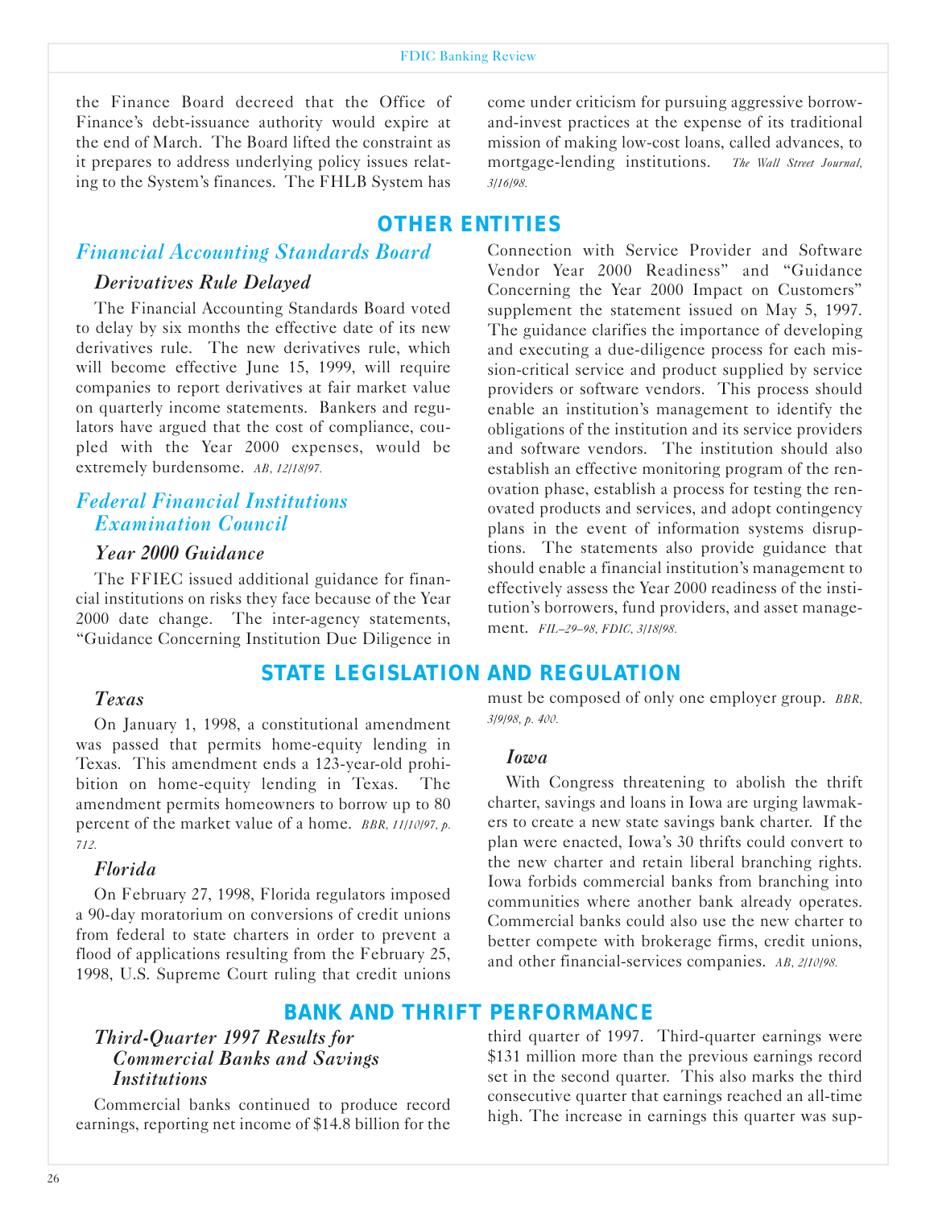the Finance Board decreed that the Office of Finance's debt-issuance authority would expire at the end of March. The Board lifted the constraint as it prepares to address underlying policy issues relating to the System's finances. The FHLB System has come under criticism for pursuing aggressive borrow-and-invest practices at the expense of its traditional mission of making low-cost loans, called advances, to mortgage-lending institutions. *The Wall Street Journal, 3/16/98.*

## OTHER ENTITIES

### *Financial Accounting Standards Board*

#### *Derivatives Rule Delayed*

The Financial Accounting Standards Board voted to delay by six months the effective date of its new derivatives rule. The new derivatives rule, which will become effective June 15, 1999, will require companies to report derivatives at fair market value on quarterly income statements. Bankers and regulators have argued that the cost of compliance, coupled with the Year 2000 expenses, would be extremely burdensome. *AB, 12/18/97.*

### *Federal Financial Institutions Examination Council*

#### *Year 2000 Guidance*

The FFIEC issued additional guidance for financial institutions on risks they face because of the Year 2000 date change. The inter-agency statements, "Guidance Concerning Institution Due Diligence in Connection with Service Provider and Software Vendor Year 2000 Readiness" and "Guidance Concerning the Year 2000 Impact on Customers" supplement the statement issued on May 5, 1997. The guidance clarifies the importance of developing and executing a due-diligence process for each mission-critical service and product supplied by service providers or software vendors. This process should enable an institution's management to identify the obligations of the institution and its service providers and software vendors. The institution should also establish an effective monitoring program of the renovation phase, establish a process for testing the renovated products and services, and adopt contingency plans in the event of information systems disruptions. The statements also provide guidance that should enable a financial institution's management to effectively assess the Year 2000 readiness of the institution's borrowers, fund providers, and asset management. *FIL–29–98, FDIC, 3/18/98.*

## STATE LEGISLATION AND REGULATION

#### *Texas*

On January 1, 1998, a constitutional amendment was passed that permits home-equity lending in Texas. This amendment ends a 123-year-old prohibition on home-equity lending in Texas. The amendment permits homeowners to borrow up to 80 percent of the market value of a home. *BBR, 11/10/97, p. 712.*

#### *Florida*

On February 27, 1998, Florida regulators imposed a 90-day moratorium on conversions of credit unions from federal to state charters in order to prevent a flood of applications resulting from the February 25, 1998, U.S. Supreme Court ruling that credit unions must be composed of only one employer group. *BBR, 3/9/98, p. 400.*

#### *Iowa*

With Congress threatening to abolish the thrift charter, savings and loans in Iowa are urging lawmakers to create a new state savings bank charter. If the plan were enacted, Iowa's 30 thrifts could convert to the new charter and retain liberal branching rights. Iowa forbids commercial banks from branching into communities where another bank already operates. Commercial banks could also use the new charter to better compete with brokerage firms, credit unions, and other financial-services companies. *AB, 2/10/98.*

## BANK AND THRIFT PERFORMANCE

#### *Third-Quarter 1997 Results for Commercial Banks and Savings Institutions*

Commercial banks continued to produce record earnings, reporting net income of $14.8 billion for the third quarter of 1997. Third-quarter earnings were $131 million more than the previous earnings record set in the second quarter. This also marks the third consecutive quarter that earnings reached an all-time high. The increase in earnings this quarter was sup-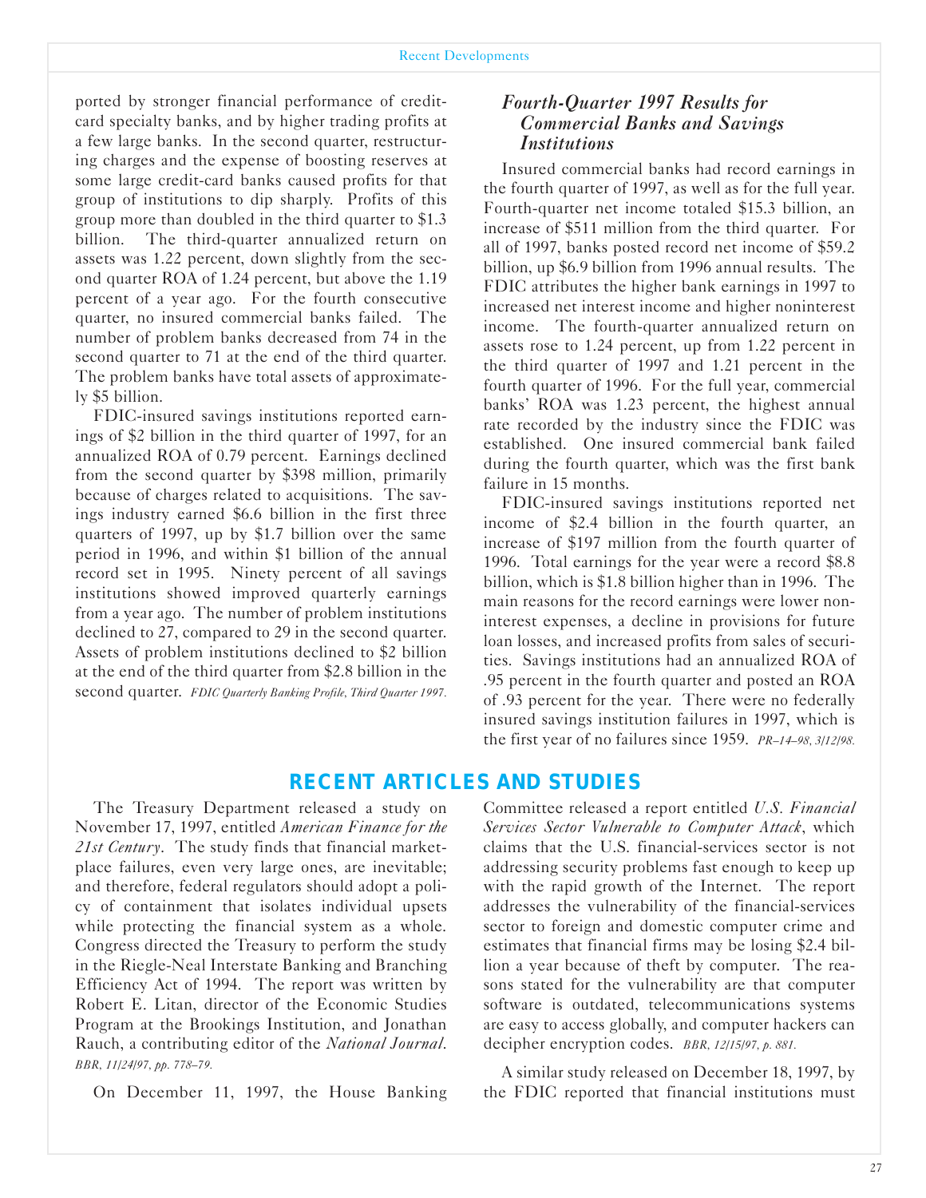ported by stronger financial performance of credit-card specialty banks, and by higher trading profits at a few large banks. In the second quarter, restructuring charges and the expense of boosting reserves at some large credit-card banks caused profits for that group of institutions to dip sharply. Profits of this group more than doubled in the third quarter to $1.3 billion. The third-quarter annualized return on assets was 1.22 percent, down slightly from the second quarter ROA of 1.24 percent, but above the 1.19 percent of a year ago. For the fourth consecutive quarter, no insured commercial banks failed. The number of problem banks decreased from 74 in the second quarter to 71 at the end of the third quarter. The problem banks have total assets of approximately $5 billion.

FDIC-insured savings institutions reported earnings of $2 billion in the third quarter of 1997, for an annualized ROA of 0.79 percent. Earnings declined from the second quarter by $398 million, primarily because of charges related to acquisitions. The savings industry earned $6.6 billion in the first three quarters of 1997, up by $1.7 billion over the same period in 1996, and within $1 billion of the annual record set in 1995. Ninety percent of all savings institutions showed improved quarterly earnings from a year ago. The number of problem institutions declined to 27, compared to 29 in the second quarter. Assets of problem institutions declined to $2 billion at the end of the third quarter from $2.8 billion in the second quarter. *FDIC Quarterly Banking Profile, Third Quarter 1997.*

### *Fourth-Quarter 1997 Results for Commercial Banks and Savings Institutions*

Insured commercial banks had record earnings in the fourth quarter of 1997, as well as for the full year. Fourth-quarter net income totaled $15.3 billion, an increase of $511 million from the third quarter. For all of 1997, banks posted record net income of $59.2 billion, up $6.9 billion from 1996 annual results. The FDIC attributes the higher bank earnings in 1997 to increased net interest income and higher noninterest income. The fourth-quarter annualized return on assets rose to 1.24 percent, up from 1.22 percent in the third quarter of 1997 and 1.21 percent in the fourth quarter of 1996. For the full year, commercial banks' ROA was 1.23 percent, the highest annual rate recorded by the industry since the FDIC was established. One insured commercial bank failed during the fourth quarter, which was the first bank failure in 15 months.

FDIC-insured savings institutions reported net income of $2.4 billion in the fourth quarter, an increase of $197 million from the fourth quarter of 1996. Total earnings for the year were a record $8.8 billion, which is $1.8 billion higher than in 1996. The main reasons for the record earnings were lower noninterest expenses, a decline in provisions for future loan losses, and increased profits from sales of securities. Savings institutions had an annualized ROA of .95 percent in the fourth quarter and posted an ROA of .93 percent for the year. There were no federally insured savings institution failures in 1997, which is the first year of no failures since 1959. *PR–14–98, 3/12/98.*

## RECENT ARTICLES AND STUDIES

The Treasury Department released a study on November 17, 1997, entitled *American Finance for the 21st Century*. The study finds that financial marketplace failures, even very large ones, are inevitable; and therefore, federal regulators should adopt a policy of containment that isolates individual upsets while protecting the financial system as a whole. Congress directed the Treasury to perform the study in the Riegle-Neal Interstate Banking and Branching Efficiency Act of 1994. The report was written by Robert E. Litan, director of the Economic Studies Program at the Brookings Institution, and Jonathan Rauch, a contributing editor of the *National Journal*. *BBR, 11/24/97, pp. 778–79.*

On December 11, 1997, the House Banking Committee released a report entitled *U.S. Financial Services Sector Vulnerable to Computer Attack*, which claims that the U.S. financial-services sector is not addressing security problems fast enough to keep up with the rapid growth of the Internet. The report addresses the vulnerability of the financial-services sector to foreign and domestic computer crime and estimates that financial firms may be losing $2.4 billion a year because of theft by computer. The reasons stated for the vulnerability are that computer software is outdated, telecommunications systems are easy to access globally, and computer hackers can decipher encryption codes. *BBR, 12/15/97, p. 881.*

A similar study released on December 18, 1997, by the FDIC reported that financial institutions must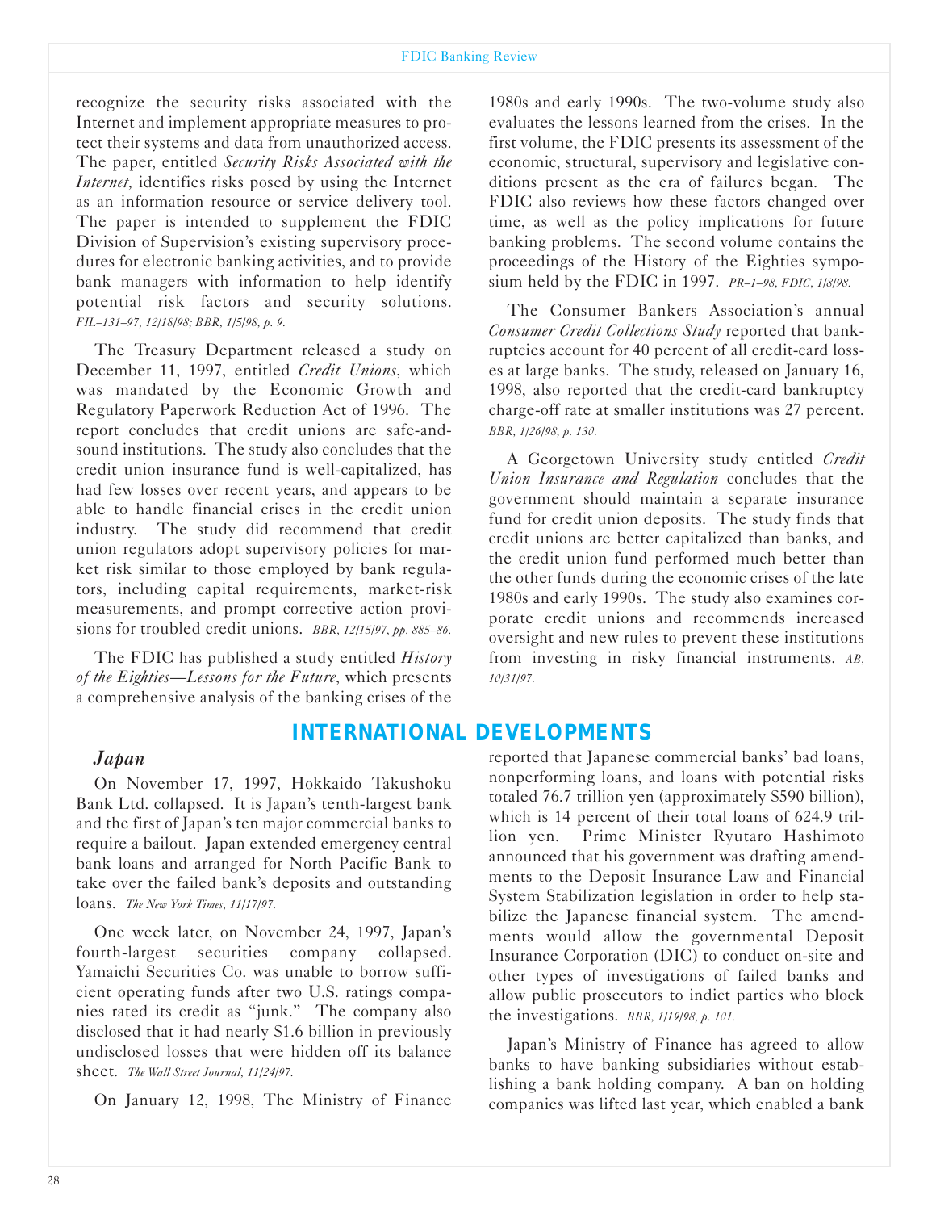recognize the security risks associated with the Internet and implement appropriate measures to protect their systems and data from unauthorized access. The paper, entitled *Security Risks Associated with the Internet*, identifies risks posed by using the Internet as an information resource or service delivery tool. The paper is intended to supplement the FDIC Division of Supervision's existing supervisory procedures for electronic banking activities, and to provide bank managers with information to help identify potential risk factors and security solutions. *FIL–131–97, 12/18/98; BBR, 1/5/98, p. 9.*

The Treasury Department released a study on December 11, 1997, entitled *Credit Unions*, which was mandated by the Economic Growth and Regulatory Paperwork Reduction Act of 1996. The report concludes that credit unions are safe-and-sound institutions. The study also concludes that the credit union insurance fund is well-capitalized, has had few losses over recent years, and appears to be able to handle financial crises in the credit union industry. The study did recommend that credit union regulators adopt supervisory policies for market risk similar to those employed by bank regulators, including capital requirements, market-risk measurements, and prompt corrective action provisions for troubled credit unions. *BBR, 12/15/97, pp. 885–86.*

The FDIC has published a study entitled *History of the Eighties—Lessons for the Future*, which presents a comprehensive analysis of the banking crises of the 1980s and early 1990s. The two-volume study also evaluates the lessons learned from the crises. In the first volume, the FDIC presents its assessment of the economic, structural, supervisory and legislative conditions present as the era of failures began. The FDIC also reviews how these factors changed over time, as well as the policy implications for future banking problems. The second volume contains the proceedings of the History of the Eighties symposium held by the FDIC in 1997. *PR–1–98, FDIC, 1/8/98.*

The Consumer Bankers Association's annual *Consumer Credit Collections Study* reported that bankruptcies account for 40 percent of all credit-card losses at large banks. The study, released on January 16, 1998, also reported that the credit-card bankruptcy charge-off rate at smaller institutions was 27 percent. *BBR, 1/26/98, p. 130.*

A Georgetown University study entitled *Credit Union Insurance and Regulation* concludes that the government should maintain a separate insurance fund for credit union deposits. The study finds that credit unions are better capitalized than banks, and the credit union fund performed much better than the other funds during the economic crises of the late 1980s and early 1990s. The study also examines corporate credit unions and recommends increased oversight and new rules to prevent these institutions from investing in risky financial instruments. *AB, 10/31/97.*

## INTERNATIONAL DEVELOPMENTS

### *Japan*

On November 17, 1997, Hokkaido Takushoku Bank Ltd. collapsed. It is Japan's tenth-largest bank and the first of Japan's ten major commercial banks to require a bailout. Japan extended emergency central bank loans and arranged for North Pacific Bank to take over the failed bank's deposits and outstanding loans. *The New York Times, 11/17/97.*

One week later, on November 24, 1997, Japan's fourth-largest securities company collapsed. Yamaichi Securities Co. was unable to borrow sufficient operating funds after two U.S. ratings companies rated its credit as "junk." The company also disclosed that it had nearly $1.6 billion in previously undisclosed losses that were hidden off its balance sheet. *The Wall Street Journal, 11/24/97.*

On January 12, 1998, The Ministry of Finance reported that Japanese commercial banks' bad loans, nonperforming loans, and loans with potential risks totaled 76.7 trillion yen (approximately $590 billion), which is 14 percent of their total loans of 624.9 trillion yen. Prime Minister Ryutaro Hashimoto announced that his government was drafting amendments to the Deposit Insurance Law and Financial System Stabilization legislation in order to help stabilize the Japanese financial system. The amendments would allow the governmental Deposit Insurance Corporation (DIC) to conduct on-site and other types of investigations of failed banks and allow public prosecutors to indict parties who block the investigations. *BBR, 1/19/98, p. 101.*

Japan's Ministry of Finance has agreed to allow banks to have banking subsidiaries without establishing a bank holding company. A ban on holding companies was lifted last year, which enabled a bank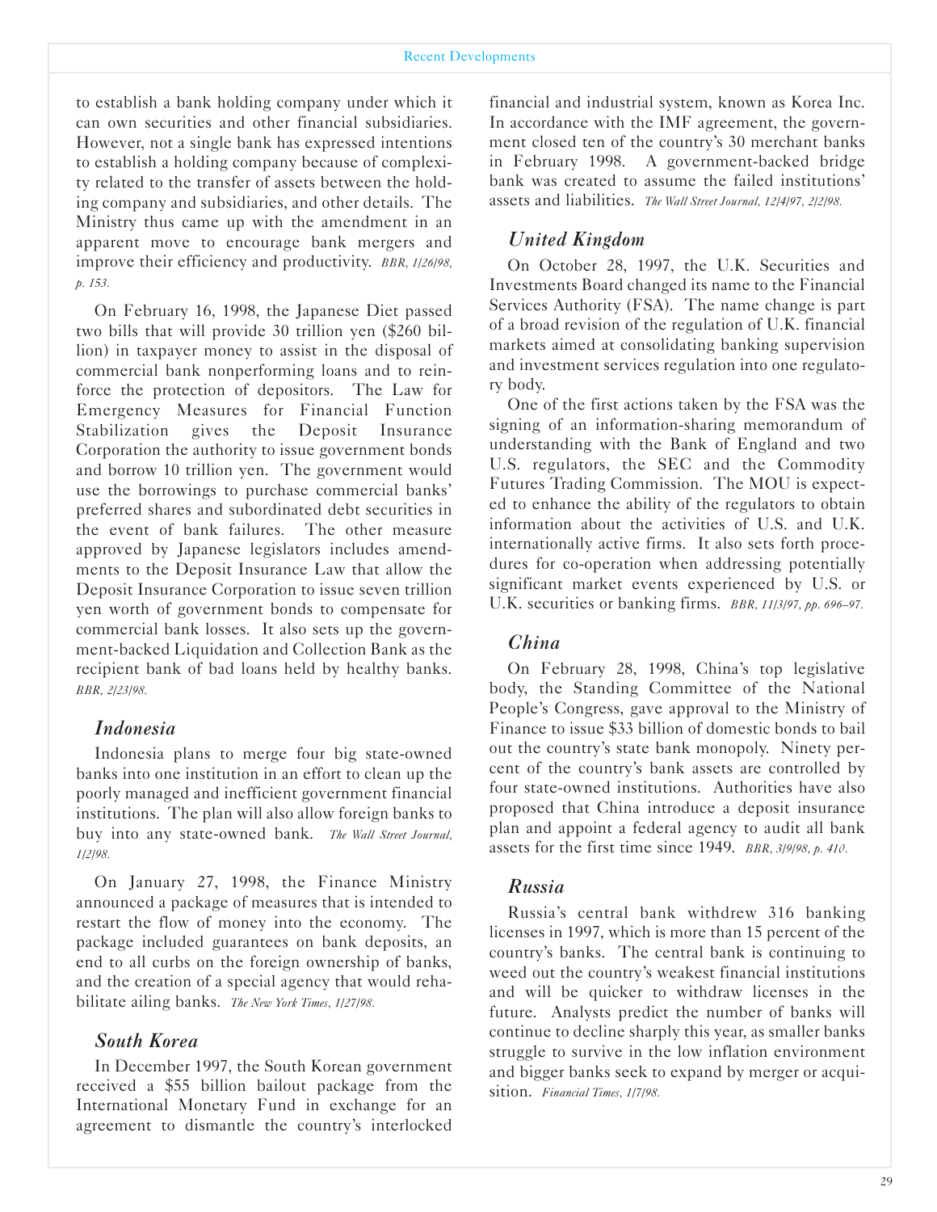to establish a bank holding company under which it can own securities and other financial subsidiaries. However, not a single bank has expressed intentions to establish a holding company because of complexity related to the transfer of assets between the holding company and subsidiaries, and other details. The Ministry thus came up with the amendment in an apparent move to encourage bank mergers and improve their efficiency and productivity. *BBR, 1/26/98, p. 153.*

On February 16, 1998, the Japanese Diet passed two bills that will provide 30 trillion yen ($260 billion) in taxpayer money to assist in the disposal of commercial bank nonperforming loans and to reinforce the protection of depositors. The Law for Emergency Measures for Financial Function Stabilization gives the Deposit Insurance Corporation the authority to issue government bonds and borrow 10 trillion yen. The government would use the borrowings to purchase commercial banks' preferred shares and subordinated debt securities in the event of bank failures. The other measure approved by Japanese legislators includes amendments to the Deposit Insurance Law that allow the Deposit Insurance Corporation to issue seven trillion yen worth of government bonds to compensate for commercial bank losses. It also sets up the government-backed Liquidation and Collection Bank as the recipient bank of bad loans held by healthy banks. *BBR, 2/23/98.*

### *Indonesia*

Indonesia plans to merge four big state-owned banks into one institution in an effort to clean up the poorly managed and inefficient government financial institutions. The plan will also allow foreign banks to buy into any state-owned bank. *The Wall Street Journal, 1/2/98.*

On January 27, 1998, the Finance Ministry announced a package of measures that is intended to restart the flow of money into the economy. The package included guarantees on bank deposits, an end to all curbs on the foreign ownership of banks, and the creation of a special agency that would rehabilitate ailing banks. *The New York Times, 1/27/98.*

### *South Korea*

In December 1997, the South Korean government received a $55 billion bailout package from the International Monetary Fund in exchange for an agreement to dismantle the country's interlocked financial and industrial system, known as Korea Inc. In accordance with the IMF agreement, the government closed ten of the country's 30 merchant banks in February 1998. A government-backed bridge bank was created to assume the failed institutions' assets and liabilities. *The Wall Street Journal, 12/4/97, 2/2/98.*

### *United Kingdom*

On October 28, 1997, the U.K. Securities and Investments Board changed its name to the Financial Services Authority (FSA). The name change is part of a broad revision of the regulation of U.K. financial markets aimed at consolidating banking supervision and investment services regulation into one regulatory body.

One of the first actions taken by the FSA was the signing of an information-sharing memorandum of understanding with the Bank of England and two U.S. regulators, the SEC and the Commodity Futures Trading Commission. The MOU is expected to enhance the ability of the regulators to obtain information about the activities of U.S. and U.K. internationally active firms. It also sets forth procedures for co-operation when addressing potentially significant market events experienced by U.S. or U.K. securities or banking firms. *BBR, 11/3/97, pp. 696–97.*

### *China*

On February 28, 1998, China's top legislative body, the Standing Committee of the National People's Congress, gave approval to the Ministry of Finance to issue $33 billion of domestic bonds to bail out the country's state bank monopoly. Ninety percent of the country's bank assets are controlled by four state-owned institutions. Authorities have also proposed that China introduce a deposit insurance plan and appoint a federal agency to audit all bank assets for the first time since 1949. *BBR, 3/9/98, p. 410.*

### *Russia*

Russia's central bank withdrew 316 banking licenses in 1997, which is more than 15 percent of the country's banks. The central bank is continuing to weed out the country's weakest financial institutions and will be quicker to withdraw licenses in the future. Analysts predict the number of banks will continue to decline sharply this year, as smaller banks struggle to survive in the low inflation environment and bigger banks seek to expand by merger or acquisition. *Financial Times, 1/7/98.*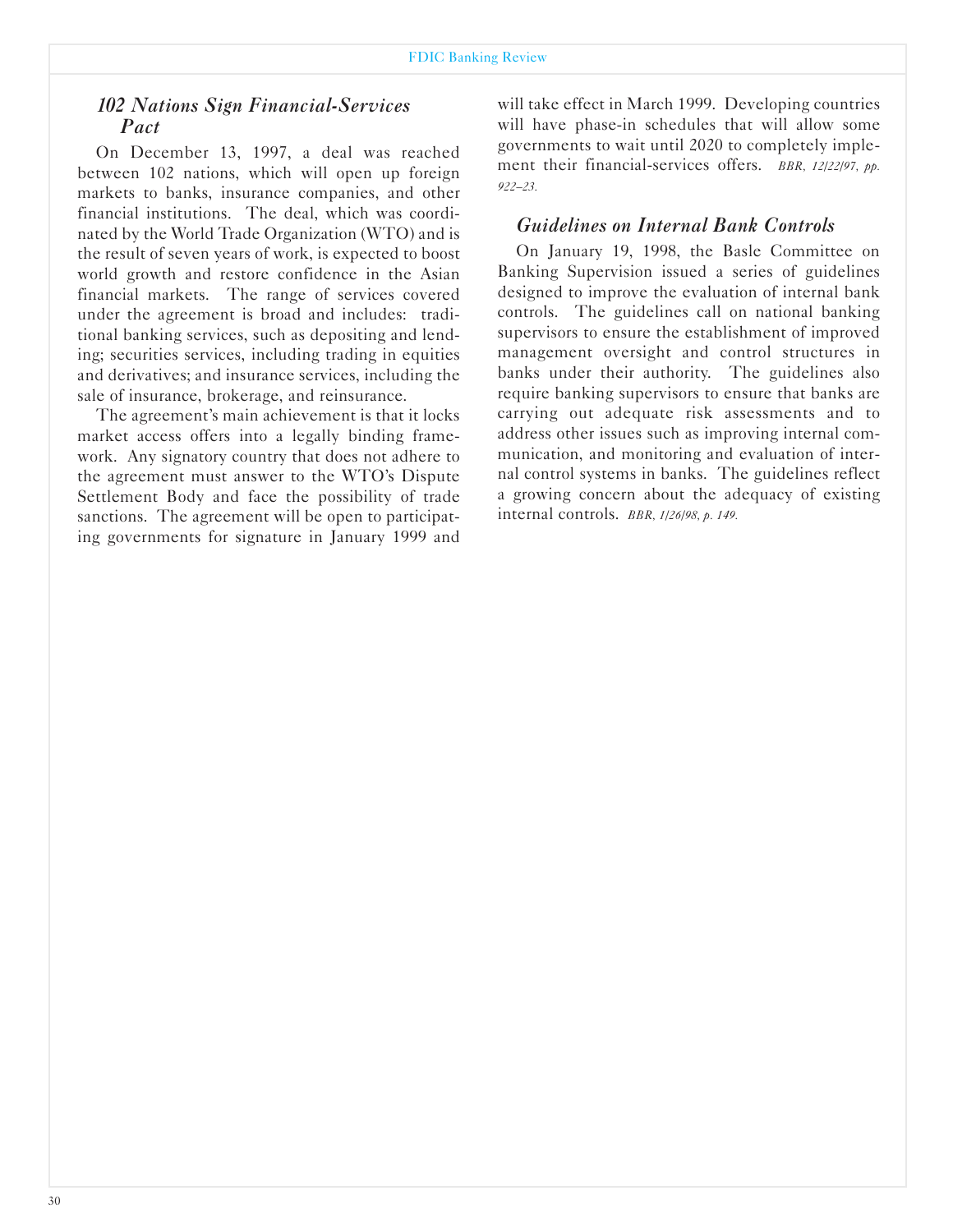### *102 Nations Sign Financial-Services Pact*

On December 13, 1997, a deal was reached between 102 nations, which will open up foreign markets to banks, insurance companies, and other financial institutions. The deal, which was coordinated by the World Trade Organization (WTO) and is the result of seven years of work, is expected to boost world growth and restore confidence in the Asian financial markets. The range of services covered under the agreement is broad and includes: traditional banking services, such as depositing and lending; securities services, including trading in equities and derivatives; and insurance services, including the sale of insurance, brokerage, and reinsurance.

The agreement's main achievement is that it locks market access offers into a legally binding framework. Any signatory country that does not adhere to the agreement must answer to the WTO's Dispute Settlement Body and face the possibility of trade sanctions. The agreement will be open to participating governments for signature in January 1999 and will take effect in March 1999. Developing countries will have phase-in schedules that will allow some governments to wait until 2020 to completely implement their financial-services offers. *BBR, 12/22/97, pp. 922–23.*

### *Guidelines on Internal Bank Controls*

On January 19, 1998, the Basle Committee on Banking Supervision issued a series of guidelines designed to improve the evaluation of internal bank controls. The guidelines call on national banking supervisors to ensure the establishment of improved management oversight and control structures in banks under their authority. The guidelines also require banking supervisors to ensure that banks are carrying out adequate risk assessments and to address other issues such as improving internal communication, and monitoring and evaluation of internal control systems in banks. The guidelines reflect a growing concern about the adequacy of existing internal controls. *BBR, 1/26/98, p. 149.*